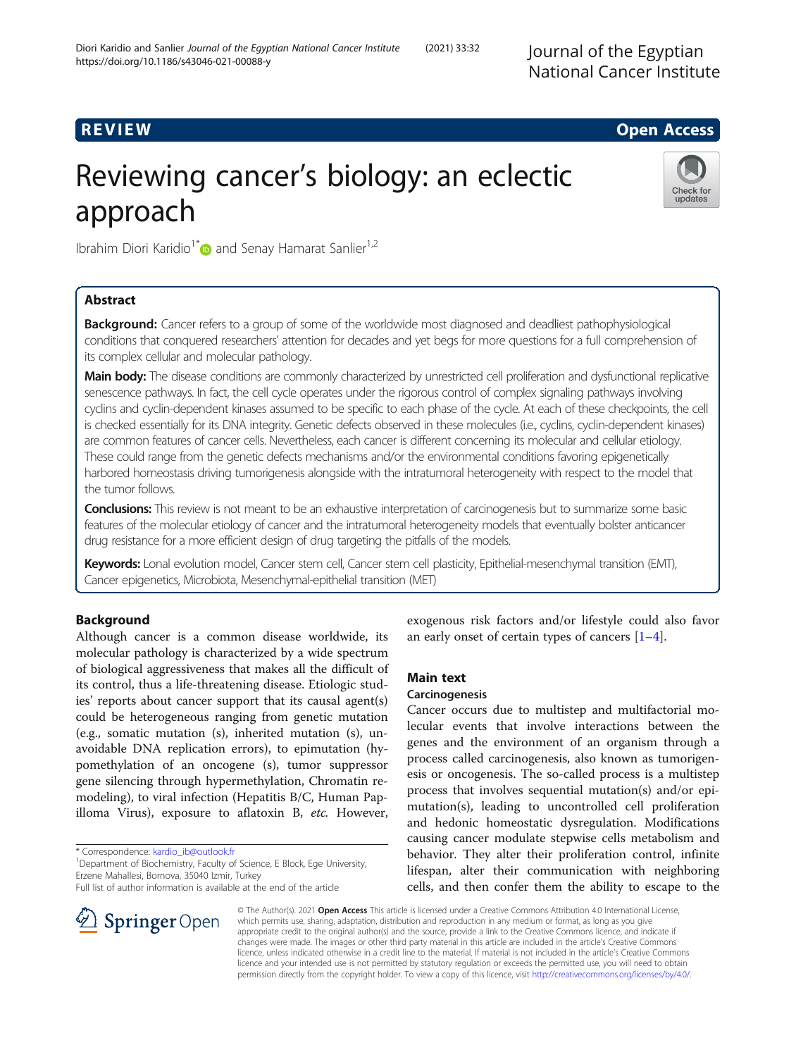REVIEW

Open Access

# Reviewing cancer's biology: an eclectic approach

Ibrahim Diori Karidio[1*] and Senay Hamarat Sanlier[1,2]

## Abstract

**Background:** Cancer refers to a group of some of the worldwide most diagnosed and deadliest pathophysiological conditions that conquered researchers' attention for decades and yet begs for more questions for a full comprehension of its complex cellular and molecular pathology.

**Main body:** The disease conditions are commonly characterized by unrestricted cell proliferation and dysfunctional replicative senescence pathways. In fact, the cell cycle operates under the rigorous control of complex signaling pathways involving cyclins and cyclin-dependent kinases assumed to be specific to each phase of the cycle. At each of these checkpoints, the cell is checked essentially for its DNA integrity. Genetic defects observed in these molecules (i.e., cyclins, cyclin-dependent kinases) are common features of cancer cells. Nevertheless, each cancer is different concerning its molecular and cellular etiology. These could range from the genetic defects mechanisms and/or the environmental conditions favoring epigenetically harbored homeostasis driving tumorigenesis alongside with the intratumoral heterogeneity with respect to the model that the tumor follows.

**Conclusions:** This review is not meant to be an exhaustive interpretation of carcinogenesis but to summarize some basic features of the molecular etiology of cancer and the intratumoral heterogeneity models that eventually bolster anticancer drug resistance for a more efficient design of drug targeting the pitfalls of the models.

**Keywords:** Lonal evolution model, Cancer stem cell, Cancer stem cell plasticity, Epithelial-mesenchymal transition (EMT), Cancer epigenetics, Microbiota, Mesenchymal-epithelial transition (MET)

## Background

Although cancer is a common disease worldwide, its molecular pathology is characterized by a wide spectrum of biological aggressiveness that makes all the difficult of its control, thus a life-threatening disease. Etiologic studies' reports about cancer support that its causal agent(s) could be heterogeneous ranging from genetic mutation (e.g., somatic mutation (s), inherited mutation (s), unavoidable DNA replication errors), to epimutation (hypomethylation of an oncogene (s), tumor suppressor gene silencing through hypermethylation, Chromatin remodeling), to viral infection (Hepatitis B/C, Human Papilloma Virus), exposure to aflatoxin B, *etc.* However, exogenous risk factors and/or lifestyle could also favor an early onset of certain types of cancers [1–4].

## Main text

### Carcinogenesis

Cancer occurs due to multistep and multifactorial molecular events that involve interactions between the genes and the environment of an organism through a process called carcinogenesis, also known as tumorigenesis or oncogenesis. The so-called process is a multistep process that involves sequential mutation(s) and/or epimutation(s), leading to uncontrolled cell proliferation and hedonic homeostatic dysregulation. Modifications causing cancer modulate stepwise cells metabolism and behavior. They alter their proliferation control, infinite lifespan, alter their communication with neighboring cells, and then confer them the ability to escape to the

* Correspondence: kardio_ib@outlook.fr
[1]Department of Biochemistry, Faculty of Science, E Block, Ege University, Erzene Mahallesi, Bornova, 35040 Izmir, Turkey
Full list of author information is available at the end of the article

© The Author(s). 2021 **Open Access** This article is licensed under a Creative Commons Attribution 4.0 International License, which permits use, sharing, adaptation, distribution and reproduction in any medium or format, as long as you give appropriate credit to the original author(s) and the source, provide a link to the Creative Commons licence, and indicate if changes were made. The images or other third party material in this article are included in the article's Creative Commons licence, unless indicated otherwise in a credit line to the material. If material is not included in the article's Creative Commons licence and your intended use is not permitted by statutory regulation or exceeds the permitted use, you will need to obtain permission directly from the copyright holder. To view a copy of this licence, visit http://creativecommons.org/licenses/by/4.0/.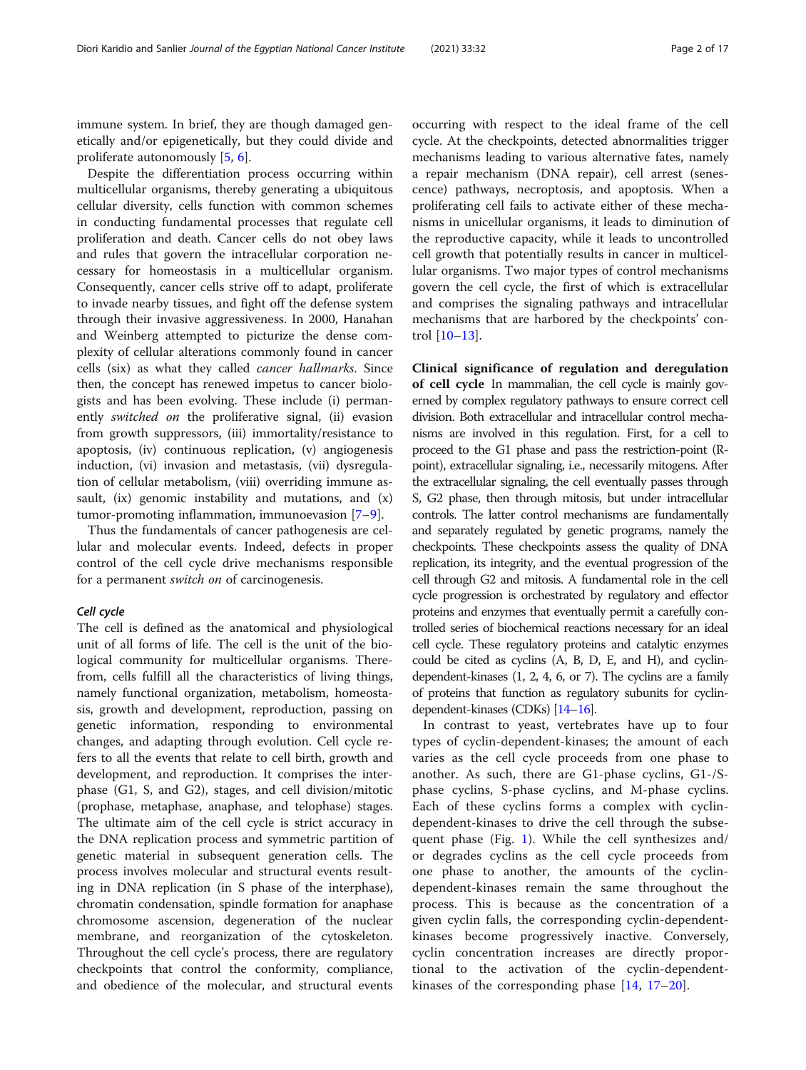immune system. In brief, they are though damaged genetically and/or epigenetically, but they could divide and proliferate autonomously [5, 6].

Despite the differentiation process occurring within multicellular organisms, thereby generating a ubiquitous cellular diversity, cells function with common schemes in conducting fundamental processes that regulate cell proliferation and death. Cancer cells do not obey laws and rules that govern the intracellular corporation necessary for homeostasis in a multicellular organism. Consequently, cancer cells strive off to adapt, proliferate to invade nearby tissues, and fight off the defense system through their invasive aggressiveness. In 2000, Hanahan and Weinberg attempted to picturize the dense complexity of cellular alterations commonly found in cancer cells (six) as what they called *cancer hallmarks*. Since then, the concept has renewed impetus to cancer biologists and has been evolving. These include (i) permanently *switched on* the proliferative signal, (ii) evasion from growth suppressors, (iii) immortality/resistance to apoptosis, (iv) continuous replication, (v) angiogenesis induction, (vi) invasion and metastasis, (vii) dysregulation of cellular metabolism, (viii) overriding immune assault, (ix) genomic instability and mutations, and (x) tumor-promoting inflammation, immunoevasion [7–9].

Thus the fundamentals of cancer pathogenesis are cellular and molecular events. Indeed, defects in proper control of the cell cycle drive mechanisms responsible for a permanent *switch on* of carcinogenesis.

### *Cell cycle*

The cell is defined as the anatomical and physiological unit of all forms of life. The cell is the unit of the biological community for multicellular organisms. Therefrom, cells fulfill all the characteristics of living things, namely functional organization, metabolism, homeostasis, growth and development, reproduction, passing on genetic information, responding to environmental changes, and adapting through evolution. Cell cycle refers to all the events that relate to cell birth, growth and development, and reproduction. It comprises the interphase (G1, S, and G2), stages, and cell division/mitotic (prophase, metaphase, anaphase, and telophase) stages. The ultimate aim of the cell cycle is strict accuracy in the DNA replication process and symmetric partition of genetic material in subsequent generation cells. The process involves molecular and structural events resulting in DNA replication (in S phase of the interphase), chromatin condensation, spindle formation for anaphase chromosome ascension, degeneration of the nuclear membrane, and reorganization of the cytoskeleton. Throughout the cell cycle's process, there are regulatory checkpoints that control the conformity, compliance, and obedience of the molecular, and structural events occurring with respect to the ideal frame of the cell cycle. At the checkpoints, detected abnormalities trigger mechanisms leading to various alternative fates, namely a repair mechanism (DNA repair), cell arrest (senescence) pathways, necroptosis, and apoptosis. When a proliferating cell fails to activate either of these mechanisms in unicellular organisms, it leads to diminution of the reproductive capacity, while it leads to uncontrolled cell growth that potentially results in cancer in multicellular organisms. Two major types of control mechanisms govern the cell cycle, the first of which is extracellular and comprises the signaling pathways and intracellular mechanisms that are harbored by the checkpoints' control [10–13].

**Clinical significance of regulation and deregulation of cell cycle** In mammalian, the cell cycle is mainly governed by complex regulatory pathways to ensure correct cell division. Both extracellular and intracellular control mechanisms are involved in this regulation. First, for a cell to proceed to the G1 phase and pass the restriction-point (R-point), extracellular signaling, i.e., necessarily mitogens. After the extracellular signaling, the cell eventually passes through S, G2 phase, then through mitosis, but under intracellular controls. The latter control mechanisms are fundamentally and separately regulated by genetic programs, namely the checkpoints. These checkpoints assess the quality of DNA replication, its integrity, and the eventual progression of the cell through G2 and mitosis. A fundamental role in the cell cycle progression is orchestrated by regulatory and effector proteins and enzymes that eventually permit a carefully controlled series of biochemical reactions necessary for an ideal cell cycle. These regulatory proteins and catalytic enzymes could be cited as cyclins (A, B, D, E, and H), and cyclin-dependent-kinases (1, 2, 4, 6, or 7). The cyclins are a family of proteins that function as regulatory subunits for cyclin-dependent-kinases (CDKs) [14–16].

In contrast to yeast, vertebrates have up to four types of cyclin-dependent-kinases; the amount of each varies as the cell cycle proceeds from one phase to another. As such, there are G1-phase cyclins, G1-/S-phase cyclins, S-phase cyclins, and M-phase cyclins. Each of these cyclins forms a complex with cyclin-dependent-kinases to drive the cell through the subsequent phase (Fig. 1). While the cell synthesizes and/or degrades cyclins as the cell cycle proceeds from one phase to another, the amounts of the cyclin-dependent-kinases remain the same throughout the process. This is because as the concentration of a given cyclin falls, the corresponding cyclin-dependent-kinases become progressively inactive. Conversely, cyclin concentration increases are directly proportional to the activation of the cyclin-dependent-kinases of the corresponding phase [14, 17–20].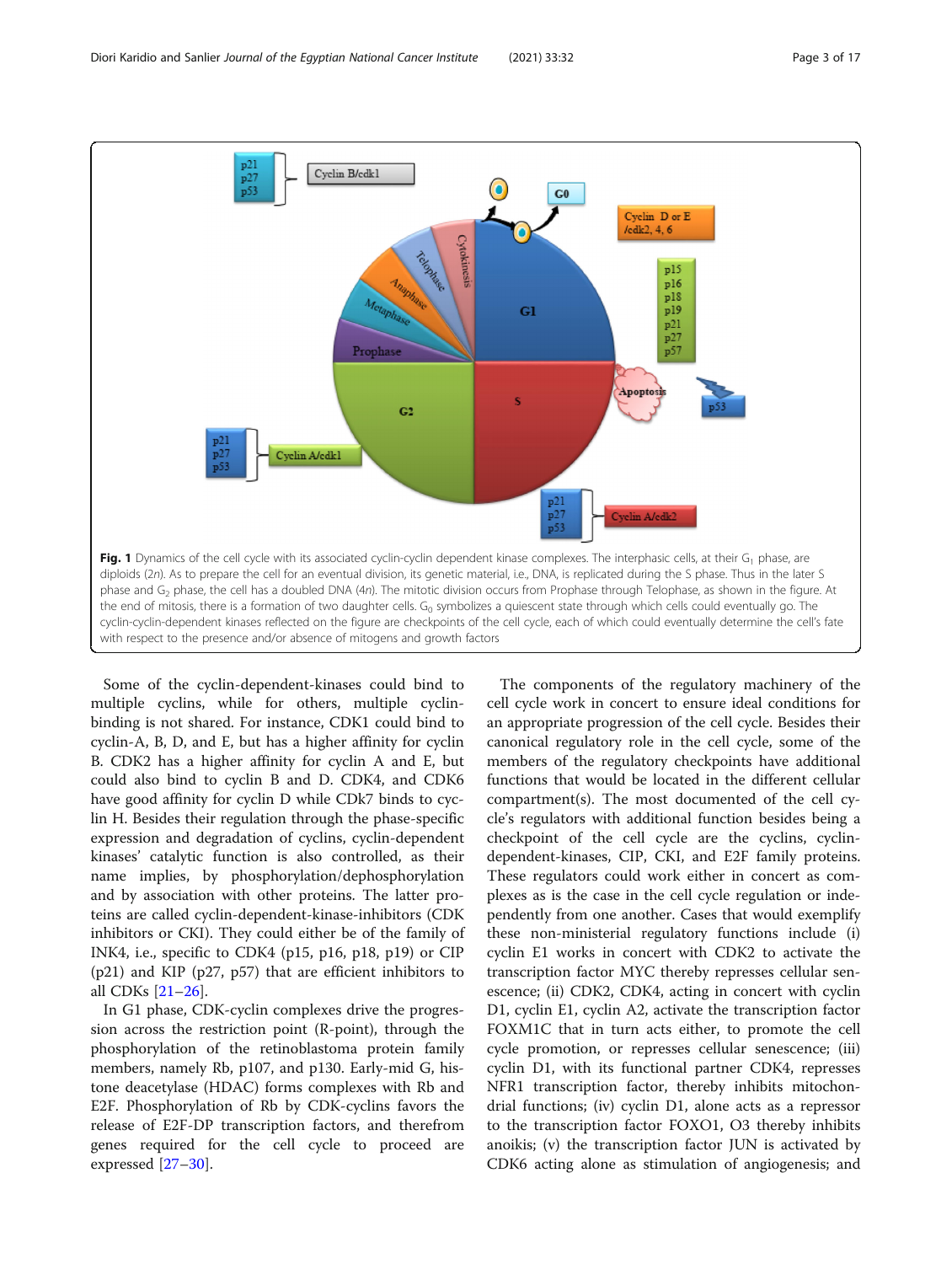Fig. 1 Dynamics of the cell cycle with its associated cyclin-cyclin dependent kinase complexes. The interphasic cells, at their $G_1$ phase, are diploids (2*n*). As to prepare the cell for an eventual division, its genetic material, i.e., DNA, is replicated during the S phase. Thus in the later S phase and $G_2$ phase, the cell has a doubled DNA (4*n*). The mitotic division occurs from Prophase through Telophase, as shown in the figure. At the end of mitosis, there is a formation of two daughter cells. $G_0$ symbolizes a quiescent state through which cells could eventually go. The cyclin-cyclin-dependent kinases reflected on the figure are checkpoints of the cell cycle, each of which could eventually determine the cell's fate with respect to the presence and/or absence of mitogens and growth factors

Some of the cyclin-dependent-kinases could bind to multiple cyclins, while for others, multiple cyclin-binding is not shared. For instance, CDK1 could bind to cyclin-A, B, D, and E, but has a higher affinity for cyclin B. CDK2 has a higher affinity for cyclin A and E, but could also bind to cyclin B and D. CDK4, and CDK6 have good affinity for cyclin D while CDk7 binds to cyclin H. Besides their regulation through the phase-specific expression and degradation of cyclins, cyclin-dependent kinases' catalytic function is also controlled, as their name implies, by phosphorylation/dephosphorylation and by association with other proteins. The latter proteins are called cyclin-dependent-kinase-inhibitors (CDK inhibitors or CKI). They could either be of the family of INK4, i.e., specific to CDK4 (p15, p16, p18, p19) or CIP (p21) and KIP (p27, p57) that are efficient inhibitors to all CDKs [21–26].

In G1 phase, CDK-cyclin complexes drive the progression across the restriction point (R-point), through the phosphorylation of the retinoblastoma protein family members, namely Rb, p107, and p130. Early-mid G, histone deacetylase (HDAC) forms complexes with Rb and E2F. Phosphorylation of Rb by CDK-cyclins favors the release of E2F-DP transcription factors, and therefrom genes required for the cell cycle to proceed are expressed [27–30].

The components of the regulatory machinery of the cell cycle work in concert to ensure ideal conditions for an appropriate progression of the cell cycle. Besides their canonical regulatory role in the cell cycle, some of the members of the regulatory checkpoints have additional functions that would be located in the different cellular compartment(s). The most documented of the cell cycle's regulators with additional function besides being a checkpoint of the cell cycle are the cyclins, cyclin-dependent-kinases, CIP, CKI, and E2F family proteins. These regulators could work either in concert as complexes as is the case in the cell cycle regulation or independently from one another. Cases that would exemplify these non-ministerial regulatory functions include (i) cyclin E1 works in concert with CDK2 to activate the transcription factor MYC thereby represses cellular senescence; (ii) CDK2, CDK4, acting in concert with cyclin D1, cyclin E1, cyclin A2, activate the transcription factor FOXM1C that in turn acts either, to promote the cell cycle promotion, or represses cellular senescence; (iii) cyclin D1, with its functional partner CDK4, represses NFR1 transcription factor, thereby inhibits mitochondrial functions; (iv) cyclin D1, alone acts as a repressor to the transcription factor FOXO1, O3 thereby inhibits anoikis; (v) the transcription factor JUN is activated by CDK6 acting alone as stimulation of angiogenesis; and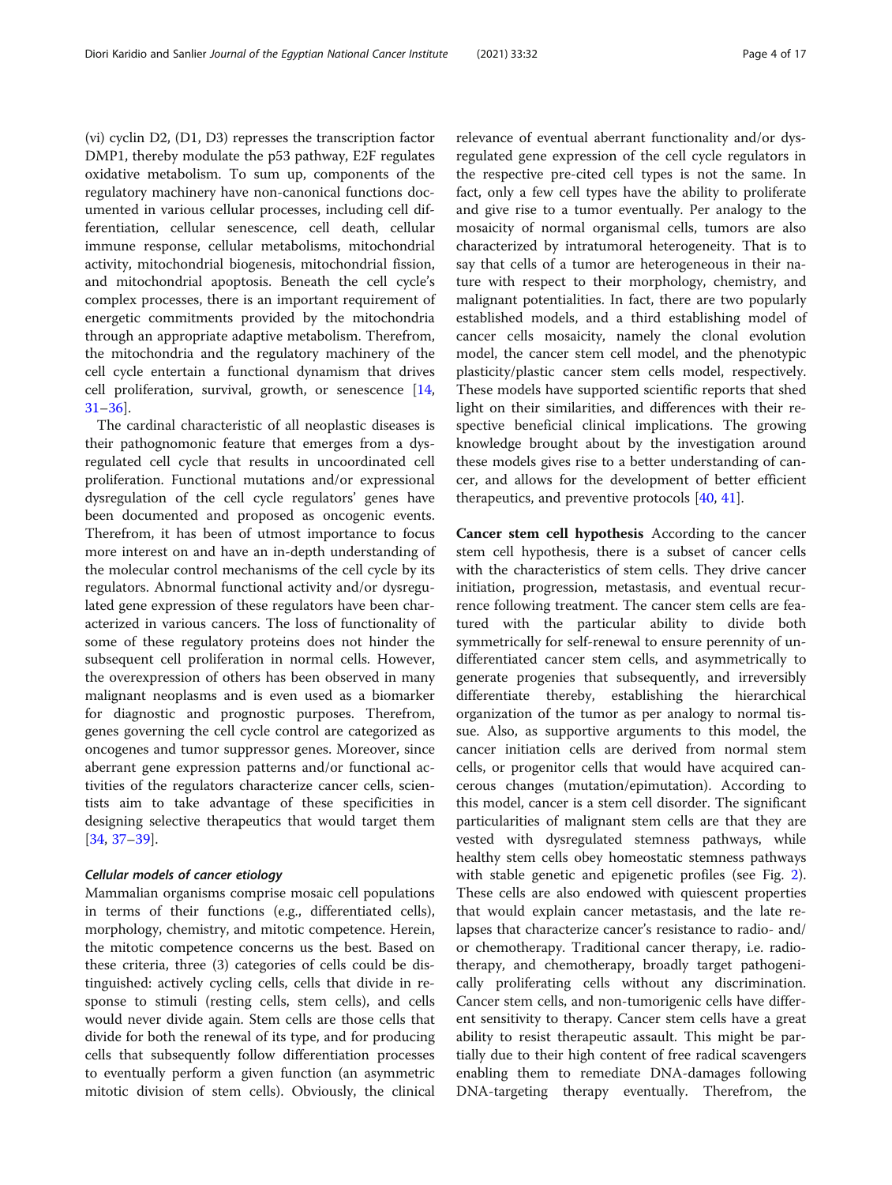(vi) cyclin D2, (D1, D3) represses the transcription factor DMP1, thereby modulate the p53 pathway, E2F regulates oxidative metabolism. To sum up, components of the regulatory machinery have non-canonical functions documented in various cellular processes, including cell differentiation, cellular senescence, cell death, cellular immune response, cellular metabolisms, mitochondrial activity, mitochondrial biogenesis, mitochondrial fission, and mitochondrial apoptosis. Beneath the cell cycle's complex processes, there is an important requirement of energetic commitments provided by the mitochondria through an appropriate adaptive metabolism. Therefrom, the mitochondria and the regulatory machinery of the cell cycle entertain a functional dynamism that drives cell proliferation, survival, growth, or senescence [14, 31–36].

The cardinal characteristic of all neoplastic diseases is their pathognomonic feature that emerges from a dysregulated cell cycle that results in uncoordinated cell proliferation. Functional mutations and/or expressional dysregulation of the cell cycle regulators' genes have been documented and proposed as oncogenic events. Therefrom, it has been of utmost importance to focus more interest on and have an in-depth understanding of the molecular control mechanisms of the cell cycle by its regulators. Abnormal functional activity and/or dysregulated gene expression of these regulators have been characterized in various cancers. The loss of functionality of some of these regulatory proteins does not hinder the subsequent cell proliferation in normal cells. However, the overexpression of others has been observed in many malignant neoplasms and is even used as a biomarker for diagnostic and prognostic purposes. Therefrom, genes governing the cell cycle control are categorized as oncogenes and tumor suppressor genes. Moreover, since aberrant gene expression patterns and/or functional activities of the regulators characterize cancer cells, scientists aim to take advantage of these specificities in designing selective therapeutics that would target them [34, 37–39].

### *Cellular models of cancer etiology*

Mammalian organisms comprise mosaic cell populations in terms of their functions (e.g., differentiated cells), morphology, chemistry, and mitotic competence. Herein, the mitotic competence concerns us the best. Based on these criteria, three (3) categories of cells could be distinguished: actively cycling cells, cells that divide in response to stimuli (resting cells, stem cells), and cells would never divide again. Stem cells are those cells that divide for both the renewal of its type, and for producing cells that subsequently follow differentiation processes to eventually perform a given function (an asymmetric mitotic division of stem cells). Obviously, the clinical relevance of eventual aberrant functionality and/or dysregulated gene expression of the cell cycle regulators in the respective pre-cited cell types is not the same. In fact, only a few cell types have the ability to proliferate and give rise to a tumor eventually. Per analogy to the mosaicity of normal organismal cells, tumors are also characterized by intratumoral heterogeneity. That is to say that cells of a tumor are heterogeneous in their nature with respect to their morphology, chemistry, and malignant potentialities. In fact, there are two popularly established models, and a third establishing model of cancer cells mosaicity, namely the clonal evolution model, the cancer stem cell model, and the phenotypic plasticity/plastic cancer stem cells model, respectively. These models have supported scientific reports that shed light on their similarities, and differences with their respective beneficial clinical implications. The growing knowledge brought about by the investigation around these models gives rise to a better understanding of cancer, and allows for the development of better efficient therapeutics, and preventive protocols [40, 41].

**Cancer stem cell hypothesis** According to the cancer stem cell hypothesis, there is a subset of cancer cells with the characteristics of stem cells. They drive cancer initiation, progression, metastasis, and eventual recurrence following treatment. The cancer stem cells are featured with the particular ability to divide both symmetrically for self-renewal to ensure perennity of undifferentiated cancer stem cells, and asymmetrically to generate progenies that subsequently, and irreversibly differentiate thereby, establishing the hierarchical organization of the tumor as per analogy to normal tissue. Also, as supportive arguments to this model, the cancer initiation cells are derived from normal stem cells, or progenitor cells that would have acquired cancerous changes (mutation/epimutation). According to this model, cancer is a stem cell disorder. The significant particularities of malignant stem cells are that they are vested with dysregulated stemness pathways, while healthy stem cells obey homeostatic stemness pathways with stable genetic and epigenetic profiles (see Fig. 2). These cells are also endowed with quiescent properties that would explain cancer metastasis, and the late relapses that characterize cancer's resistance to radio- and/or chemotherapy. Traditional cancer therapy, i.e. radiotherapy, and chemotherapy, broadly target pathogenically proliferating cells without any discrimination. Cancer stem cells, and non-tumorigenic cells have different sensitivity to therapy. Cancer stem cells have a great ability to resist therapeutic assault. This might be partially due to their high content of free radical scavengers enabling them to remediate DNA-damages following DNA-targeting therapy eventually. Therefrom, the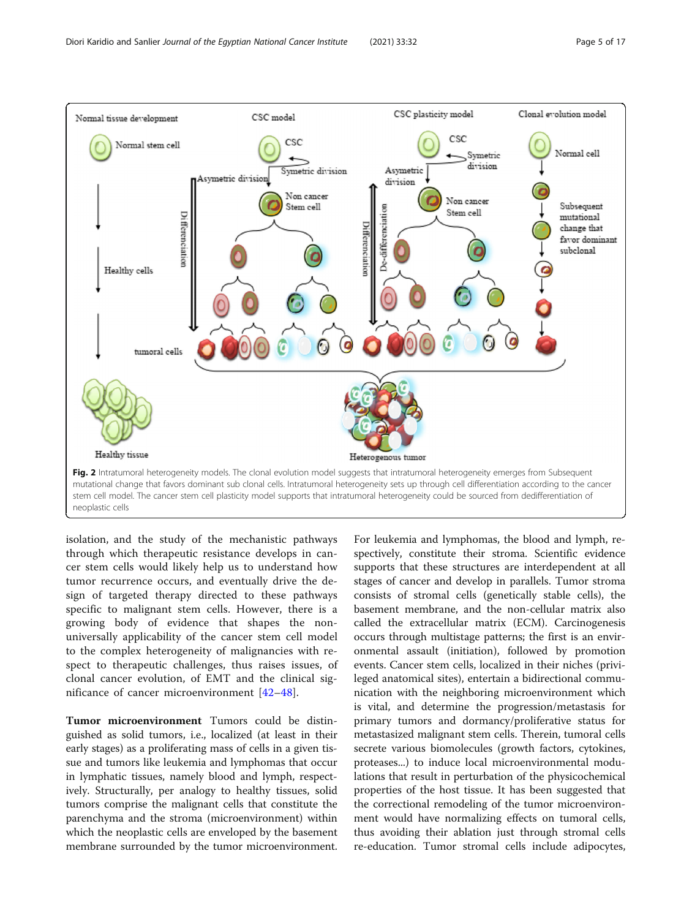**Fig. 2** Intratumoral heterogeneity models. The clonal evolution model suggests that intratumoral heterogeneity emerges from Subsequent mutational change that favors dominant sub clonal cells. Intratumoral heterogeneity sets up through cell differentiation according to the cancer stem cell model. The cancer stem cell plasticity model supports that intratumoral heterogeneity could be sourced from dedifferentiation of neoplastic cells

isolation, and the study of the mechanistic pathways through which therapeutic resistance develops in cancer stem cells would likely help us to understand how tumor recurrence occurs, and eventually drive the design of targeted therapy directed to these pathways specific to malignant stem cells. However, there is a growing body of evidence that shapes the non-universally applicability of the cancer stem cell model to the complex heterogeneity of malignancies with respect to therapeutic challenges, thus raises issues, of clonal cancer evolution, of EMT and the clinical significance of cancer microenvironment [42–48].

**Tumor microenvironment** Tumors could be distinguished as solid tumors, i.e., localized (at least in their early stages) as a proliferating mass of cells in a given tissue and tumors like leukemia and lymphomas that occur in lymphatic tissues, namely blood and lymph, respectively. Structurally, per analogy to healthy tissues, solid tumors comprise the malignant cells that constitute the parenchyma and the stroma (microenvironment) within which the neoplastic cells are enveloped by the basement membrane surrounded by the tumor microenvironment. For leukemia and lymphomas, the blood and lymph, respectively, constitute their stroma. Scientific evidence supports that these structures are interdependent at all stages of cancer and develop in parallels. Tumor stroma consists of stromal cells (genetically stable cells), the basement membrane, and the non-cellular matrix also called the extracellular matrix (ECM). Carcinogenesis occurs through multistage patterns; the first is an environmental assault (initiation), followed by promotion events. Cancer stem cells, localized in their niches (privileged anatomical sites), entertain a bidirectional communication with the neighboring microenvironment which is vital, and determine the progression/metastasis for primary tumors and dormancy/proliferative status for metastasized malignant stem cells. Therein, tumoral cells secrete various biomolecules (growth factors, cytokines, proteases...) to induce local microenvironmental modulations that result in perturbation of the physicochemical properties of the host tissue. It has been suggested that the correctional remodeling of the tumor microenvironment would have normalizing effects on tumoral cells, thus avoiding their ablation just through stromal cells re-education. Tumor stromal cells include adipocytes,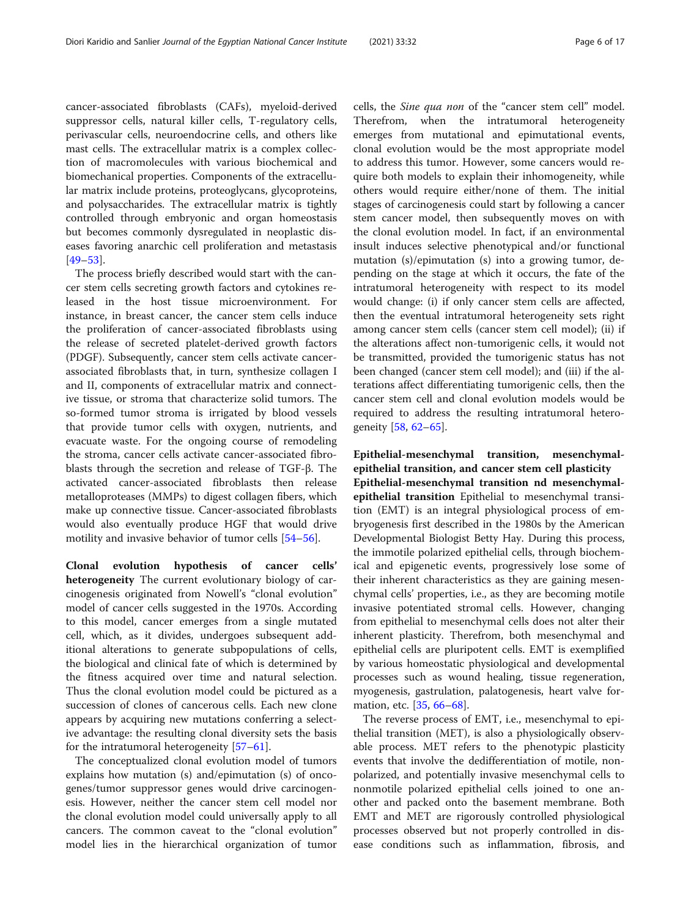cancer-associated fibroblasts (CAFs), myeloid-derived suppressor cells, natural killer cells, T-regulatory cells, perivascular cells, neuroendocrine cells, and others like mast cells. The extracellular matrix is a complex collection of macromolecules with various biochemical and biomechanical properties. Components of the extracellular matrix include proteins, proteoglycans, glycoproteins, and polysaccharides. The extracellular matrix is tightly controlled through embryonic and organ homeostasis but becomes commonly dysregulated in neoplastic diseases favoring anarchic cell proliferation and metastasis [49–53].

The process briefly described would start with the cancer stem cells secreting growth factors and cytokines released in the host tissue microenvironment. For instance, in breast cancer, the cancer stem cells induce the proliferation of cancer-associated fibroblasts using the release of secreted platelet-derived growth factors (PDGF). Subsequently, cancer stem cells activate cancer-associated fibroblasts that, in turn, synthesize collagen I and II, components of extracellular matrix and connective tissue, or stroma that characterize solid tumors. The so-formed tumor stroma is irrigated by blood vessels that provide tumor cells with oxygen, nutrients, and evacuate waste. For the ongoing course of remodeling the stroma, cancer cells activate cancer-associated fibroblasts through the secretion and release of TGF-β. The activated cancer-associated fibroblasts then release metalloproteases (MMPs) to digest collagen fibers, which make up connective tissue. Cancer-associated fibroblasts would also eventually produce HGF that would drive motility and invasive behavior of tumor cells [54–56].

**Clonal evolution hypothesis of cancer cells' heterogeneity** The current evolutionary biology of carcinogenesis originated from Nowell's "clonal evolution" model of cancer cells suggested in the 1970s. According to this model, cancer emerges from a single mutated cell, which, as it divides, undergoes subsequent additional alterations to generate subpopulations of cells, the biological and clinical fate of which is determined by the fitness acquired over time and natural selection. Thus the clonal evolution model could be pictured as a succession of clones of cancerous cells. Each new clone appears by acquiring new mutations conferring a selective advantage: the resulting clonal diversity sets the basis for the intratumoral heterogeneity [57–61].

The conceptualized clonal evolution model of tumors explains how mutation (s) and/epimutation (s) of oncogenes/tumor suppressor genes would drive carcinogenesis. However, neither the cancer stem cell model nor the clonal evolution model could universally apply to all cancers. The common caveat to the "clonal evolution" model lies in the hierarchical organization of tumor cells, the *Sine qua non* of the "cancer stem cell" model. Therefrom, when the intratumoral heterogeneity emerges from mutational and epimutational events, clonal evolution would be the most appropriate model to address this tumor. However, some cancers would require both models to explain their inhomogeneity, while others would require either/none of them. The initial stages of carcinogenesis could start by following a cancer stem cancer model, then subsequently moves on with the clonal evolution model. In fact, if an environmental insult induces selective phenotypical and/or functional mutation (s)/epimutation (s) into a growing tumor, depending on the stage at which it occurs, the fate of the intratumoral heterogeneity with respect to its model would change: (i) if only cancer stem cells are affected, then the eventual intratumoral heterogeneity sets right among cancer stem cells (cancer stem cell model); (ii) if the alterations affect non-tumorigenic cells, it would not be transmitted, provided the tumorigenic status has not been changed (cancer stem cell model); and (iii) if the alterations affect differentiating tumorigenic cells, then the cancer stem cell and clonal evolution models would be required to address the resulting intratumoral heterogeneity [58, 62–65].

## Epithelial-mesenchymal transition, mesenchymal-epithelial transition, and cancer stem cell plasticity

**Epithelial-mesenchymal transition nd mesenchymal-epithelial transition** Epithelial to mesenchymal transition (EMT) is an integral physiological process of embryogenesis first described in the 1980s by the American Developmental Biologist Betty Hay. During this process, the immotile polarized epithelial cells, through biochemical and epigenetic events, progressively lose some of their inherent characteristics as they are gaining mesenchymal cells' properties, i.e., as they are becoming motile invasive potentiated stromal cells. However, changing from epithelial to mesenchymal cells does not alter their inherent plasticity. Therefrom, both mesenchymal and epithelial cells are pluripotent cells. EMT is exemplified by various homeostatic physiological and developmental processes such as wound healing, tissue regeneration, myogenesis, gastrulation, palatogenesis, heart valve formation, etc. [35, 66–68].

The reverse process of EMT, i.e., mesenchymal to epithelial transition (MET), is also a physiologically observable process. MET refers to the phenotypic plasticity events that involve the dedifferentiation of motile, nonpolarized, and potentially invasive mesenchymal cells to nonmotile polarized epithelial cells joined to one another and packed onto the basement membrane. Both EMT and MET are rigorously controlled physiological processes observed but not properly controlled in disease conditions such as inflammation, fibrosis, and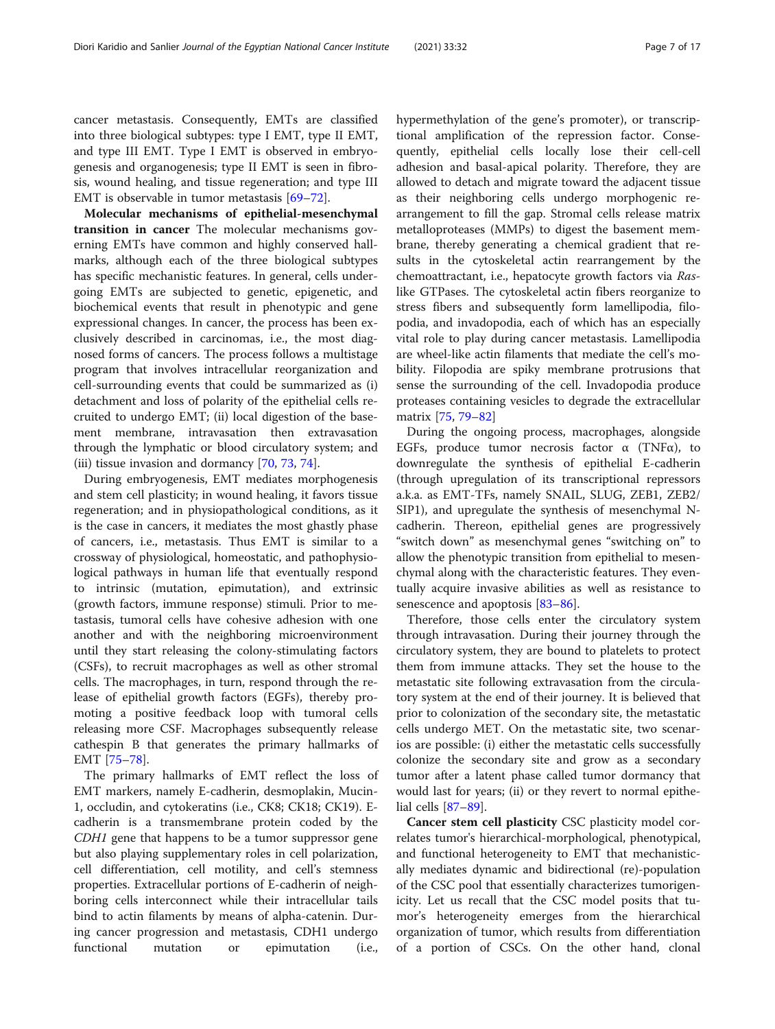cancer metastasis. Consequently, EMTs are classified into three biological subtypes: type I EMT, type II EMT, and type III EMT. Type I EMT is observed in embryogenesis and organogenesis; type II EMT is seen in fibrosis, wound healing, and tissue regeneration; and type III EMT is observable in tumor metastasis [69–72].

**Molecular mechanisms of epithelial-mesenchymal transition in cancer** The molecular mechanisms governing EMTs have common and highly conserved hallmarks, although each of the three biological subtypes has specific mechanistic features. In general, cells undergoing EMTs are subjected to genetic, epigenetic, and biochemical events that result in phenotypic and gene expressional changes. In cancer, the process has been exclusively described in carcinomas, i.e., the most diagnosed forms of cancers. The process follows a multistage program that involves intracellular reorganization and cell-surrounding events that could be summarized as (i) detachment and loss of polarity of the epithelial cells recruited to undergo EMT; (ii) local digestion of the basement membrane, intravasation then extravasation through the lymphatic or blood circulatory system; and (iii) tissue invasion and dormancy [70, 73, 74].

During embryogenesis, EMT mediates morphogenesis and stem cell plasticity; in wound healing, it favors tissue regeneration; and in physiopathological conditions, as it is the case in cancers, it mediates the most ghastly phase of cancers, i.e., metastasis. Thus EMT is similar to a crossway of physiological, homeostatic, and pathophysiological pathways in human life that eventually respond to intrinsic (mutation, epimutation), and extrinsic (growth factors, immune response) stimuli. Prior to metastasis, tumoral cells have cohesive adhesion with one another and with the neighboring microenvironment until they start releasing the colony-stimulating factors (CSFs), to recruit macrophages as well as other stromal cells. The macrophages, in turn, respond through the release of epithelial growth factors (EGFs), thereby promoting a positive feedback loop with tumoral cells releasing more CSF. Macrophages subsequently release cathespin B that generates the primary hallmarks of EMT [75–78].

The primary hallmarks of EMT reflect the loss of EMT markers, namely E-cadherin, desmoplakin, Mucin-1, occludin, and cytokeratins (i.e., CK8; CK18; CK19). E-cadherin is a transmembrane protein coded by the *CDH1* gene that happens to be a tumor suppressor gene but also playing supplementary roles in cell polarization, cell differentiation, cell motility, and cell's stemness properties. Extracellular portions of E-cadherin of neighboring cells interconnect while their intracellular tails bind to actin filaments by means of alpha-catenin. During cancer progression and metastasis, CDH1 undergo functional mutation or epimutation (i.e., hypermethylation of the gene's promoter), or transcriptional amplification of the repression factor. Consequently, epithelial cells locally lose their cell-cell adhesion and basal-apical polarity. Therefore, they are allowed to detach and migrate toward the adjacent tissue as their neighboring cells undergo morphogenic rearrangement to fill the gap. Stromal cells release matrix metalloproteases (MMPs) to digest the basement membrane, thereby generating a chemical gradient that results in the cytoskeletal actin rearrangement by the chemoattractant, i.e., hepatocyte growth factors via *Ras*-like GTPases. The cytoskeletal actin fibers reorganize to stress fibers and subsequently form lamellipodia, filopodia, and invadopodia, each of which has an especially vital role to play during cancer metastasis. Lamellipodia are wheel-like actin filaments that mediate the cell's mobility. Filopodia are spiky membrane protrusions that sense the surrounding of the cell. Invadopodia produce proteases containing vesicles to degrade the extracellular matrix [75, 79–82]

During the ongoing process, macrophages, alongside EGFs, produce tumor necrosis factor α (TNFα), to downregulate the synthesis of epithelial E-cadherin (through upregulation of its transcriptional repressors a.k.a. as EMT-TFs, namely SNAIL, SLUG, ZEB1, ZEB2/SIP1), and upregulate the synthesis of mesenchymal N-cadherin. Thereon, epithelial genes are progressively "switch down" as mesenchymal genes "switching on" to allow the phenotypic transition from epithelial to mesenchymal along with the characteristic features. They eventually acquire invasive abilities as well as resistance to senescence and apoptosis [83–86].

Therefore, those cells enter the circulatory system through intravasation. During their journey through the circulatory system, they are bound to platelets to protect them from immune attacks. They set the house to the metastatic site following extravasation from the circulatory system at the end of their journey. It is believed that prior to colonization of the secondary site, the metastatic cells undergo MET. On the metastatic site, two scenarios are possible: (i) either the metastatic cells successfully colonize the secondary site and grow as a secondary tumor after a latent phase called tumor dormancy that would last for years; (ii) or they revert to normal epithelial cells [87–89].

**Cancer stem cell plasticity** CSC plasticity model correlates tumor's hierarchical-morphological, phenotypical, and functional heterogeneity to EMT that mechanistically mediates dynamic and bidirectional (re)-population of the CSC pool that essentially characterizes tumorigenicity. Let us recall that the CSC model posits that tumor's heterogeneity emerges from the hierarchical organization of tumor, which results from differentiation of a portion of CSCs. On the other hand, clonal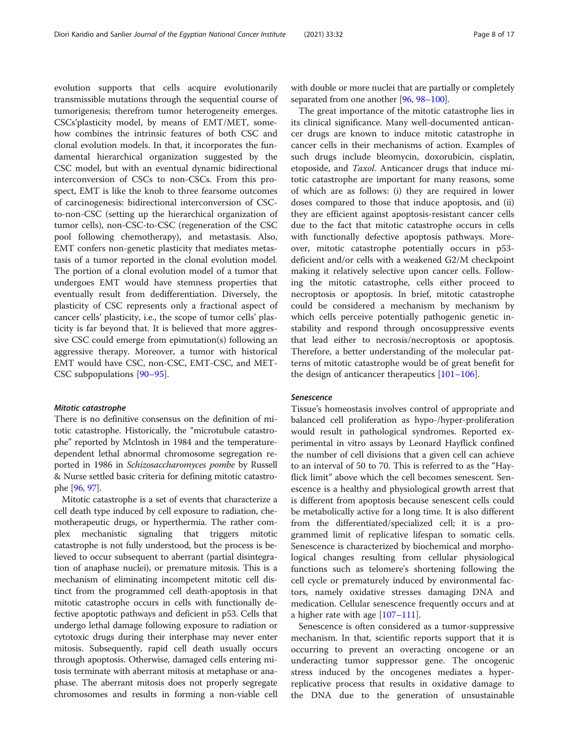evolution supports that cells acquire evolutionarily transmissible mutations through the sequential course of tumorigenesis; therefrom tumor heterogeneity emerges. CSCs'plasticity model, by means of EMT/MET, somehow combines the intrinsic features of both CSC and clonal evolution models. In that, it incorporates the fundamental hierarchical organization suggested by the CSC model, but with an eventual dynamic bidirectional interconversion of CSCs to non-CSCs. From this prospect, EMT is like the knob to three fearsome outcomes of carcinogenesis: bidirectional interconversion of CSC-to-non-CSC (setting up the hierarchical organization of tumor cells), non-CSC-to-CSC (regeneration of the CSC pool following chemotherapy), and metastasis. Also, EMT confers non-genetic plasticity that mediates metastasis of a tumor reported in the clonal evolution model. The portion of a clonal evolution model of a tumor that undergoes EMT would have stemness properties that eventually result from dedifferentiation. Diversely, the plasticity of CSC represents only a fractional aspect of cancer cells' plasticity, i.e., the scope of tumor cells' plasticity is far beyond that. It is believed that more aggressive CSC could emerge from epimutation(s) following an aggressive therapy. Moreover, a tumor with historical EMT would have CSC, non-CSC, EMT-CSC, and MET-CSC subpopulations [90–95].

### Mitotic catastrophe

There is no definitive consensus on the definition of mitotic catastrophe. Historically, the "microtubule catastrophe" reported by Mclntosh in 1984 and the temperature-dependent lethal abnormal chromosome segregation reported in 1986 in *Schizosaccharomyces pombe* by Russell & Nurse settled basic criteria for defining mitotic catastrophe [96, 97].

Mitotic catastrophe is a set of events that characterize a cell death type induced by cell exposure to radiation, chemotherapeutic drugs, or hyperthermia. The rather complex mechanistic signaling that triggers mitotic catastrophe is not fully understood, but the process is believed to occur subsequent to aberrant (partial disintegration of anaphase nuclei), or premature mitosis. This is a mechanism of eliminating incompetent mitotic cell distinct from the programmed cell death-apoptosis in that mitotic catastrophe occurs in cells with functionally defective apoptotic pathways and deficient in p53. Cells that undergo lethal damage following exposure to radiation or cytotoxic drugs during their interphase may never enter mitosis. Subsequently, rapid cell death usually occurs through apoptosis. Otherwise, damaged cells entering mitosis terminate with aberrant mitosis at metaphase or anaphase. The aberrant mitosis does not properly segregate chromosomes and results in forming a non-viable cell with double or more nuclei that are partially or completely separated from one another [96, 98–100].

The great importance of the mitotic catastrophe lies in its clinical significance. Many well-documented anticancer drugs are known to induce mitotic catastrophe in cancer cells in their mechanisms of action. Examples of such drugs include bleomycin, doxorubicin, cisplatin, etoposide, and *Taxol*. Anticancer drugs that induce mitotic catastrophe are important for many reasons, some of which are as follows: (i) they are required in lower doses compared to those that induce apoptosis, and (ii) they are efficient against apoptosis-resistant cancer cells due to the fact that mitotic catastrophe occurs in cells with functionally defective apoptosis pathways. Moreover, mitotic catastrophe potentially occurs in p53-deficient and/or cells with a weakened G2/M checkpoint making it relatively selective upon cancer cells. Following the mitotic catastrophe, cells either proceed to necroptosis or apoptosis. In brief, mitotic catastrophe could be considered a mechanism by mechanism by which cells perceive potentially pathogenic genetic instability and respond through oncosuppressive events that lead either to necrosis/necroptosis or apoptosis. Therefore, a better understanding of the molecular patterns of mitotic catastrophe would be of great benefit for the design of anticancer therapeutics [101–106].

### Senescence

Tissue's homeostasis involves control of appropriate and balanced cell proliferation as hypo-/hyper-proliferation would result in pathological syndromes. Reported experimental in vitro assays by Leonard Hayflick confined the number of cell divisions that a given cell can achieve to an interval of 50 to 70. This is referred to as the "Hayflick limit" above which the cell becomes senescent. Senescence is a healthy and physiological growth arrest that is different from apoptosis because senescent cells could be metabolically active for a long time. It is also different from the differentiated/specialized cell; it is a programmed limit of replicative lifespan to somatic cells. Senescence is characterized by biochemical and morphological changes resulting from cellular physiological functions such as telomere's shortening following the cell cycle or prematurely induced by environmental factors, namely oxidative stresses damaging DNA and medication. Cellular senescence frequently occurs and at a higher rate with age [107–111].

Senescence is often considered as a tumor-suppressive mechanism. In that, scientific reports support that it is occurring to prevent an overacting oncogene or an underacting tumor suppressor gene. The oncogenic stress induced by the oncogenes mediates a hyper-replicative process that results in oxidative damage to the DNA due to the generation of unsustainable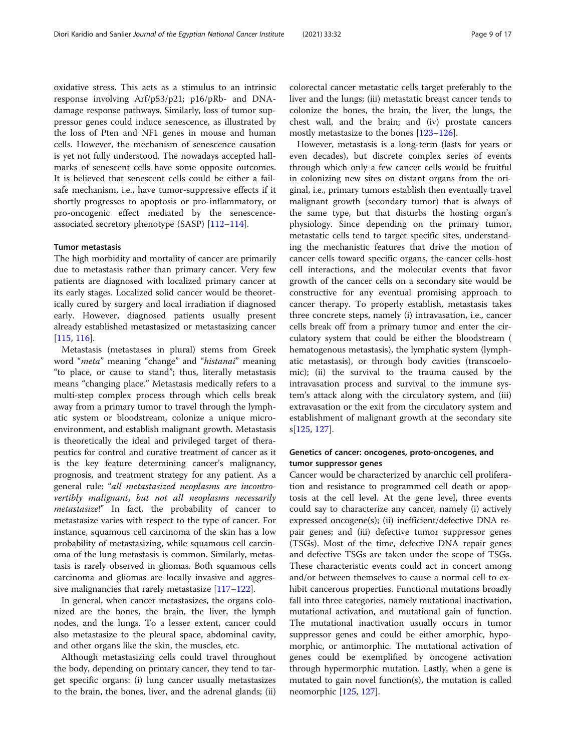oxidative stress. This acts as a stimulus to an intrinsic response involving Arf/p53/p21; p16/pRb- and DNA-damage response pathways. Similarly, loss of tumor suppressor genes could induce senescence, as illustrated by the loss of Pten and NF1 genes in mouse and human cells. However, the mechanism of senescence causation is yet not fully understood. The nowadays accepted hallmarks of senescent cells have some opposite outcomes. It is believed that senescent cells could be either a fail-safe mechanism, i.e., have tumor-suppressive effects if it shortly progresses to apoptosis or pro-inflammatory, or pro-oncogenic effect mediated by the senescence-associated secretory phenotype (SASP) [112–114].

### Tumor metastasis

The high morbidity and mortality of cancer are primarily due to metastasis rather than primary cancer. Very few patients are diagnosed with localized primary cancer at its early stages. Localized solid cancer would be theoretically cured by surgery and local irradiation if diagnosed early. However, diagnosed patients usually present already established metastasized or metastasizing cancer [115, 116].

Metastasis (metastases in plural) stems from Greek word "*meta*" meaning "change" and "*histanai*" meaning "to place, or cause to stand"; thus, literally metastasis means "changing place." Metastasis medically refers to a multi-step complex process through which cells break away from a primary tumor to travel through the lymphatic system or bloodstream, colonize a unique microenvironment, and establish malignant growth. Metastasis is theoretically the ideal and privileged target of therapeutics for control and curative treatment of cancer as it is the key feature determining cancer's malignancy, prognosis, and treatment strategy for any patient. As a general rule: "*all metastasized neoplasms are incontrovertibly malignant, but not all neoplasms necessarily metastasize!*" In fact, the probability of cancer to metastasize varies with respect to the type of cancer. For instance, squamous cell carcinoma of the skin has a low probability of metastasizing, while squamous cell carcinoma of the lung metastasis is common. Similarly, metastasis is rarely observed in gliomas. Both squamous cells carcinoma and gliomas are locally invasive and aggressive malignancies that rarely metastasize [117–122].

In general, when cancer metastasizes, the organs colonized are the bones, the brain, the liver, the lymph nodes, and the lungs. To a lesser extent, cancer could also metastasize to the pleural space, abdominal cavity, and other organs like the skin, the muscles, etc.

Although metastasizing cells could travel throughout the body, depending on primary cancer, they tend to target specific organs: (i) lung cancer usually metastasizes to the brain, the bones, liver, and the adrenal glands; (ii) colorectal cancer metastatic cells target preferably to the liver and the lungs; (iii) metastatic breast cancer tends to colonize the bones, the brain, the liver, the lungs, the chest wall, and the brain; and (iv) prostate cancers mostly metastasize to the bones [123–126].

However, metastasis is a long-term (lasts for years or even decades), but discrete complex series of events through which only a few cancer cells would be fruitful in colonizing new sites on distant organs from the original, i.e., primary tumors establish then eventually travel malignant growth (secondary tumor) that is always of the same type, but that disturbs the hosting organ's physiology. Since depending on the primary tumor, metastatic cells tend to target specific sites, understanding the mechanistic features that drive the motion of cancer cells toward specific organs, the cancer cells-host cell interactions, and the molecular events that favor growth of the cancer cells on a secondary site would be constructive for any eventual promising approach to cancer therapy. To properly establish, metastasis takes three concrete steps, namely (i) intravasation, i.e., cancer cells break off from a primary tumor and enter the circulatory system that could be either the bloodstream ( hematogenous metastasis), the lymphatic system (lymphatic metastasis), or through body cavities (transcoelomic); (ii) the survival to the trauma caused by the intravasation process and survival to the immune system's attack along with the circulatory system, and (iii) extravasation or the exit from the circulatory system and establishment of malignant growth at the secondary site s[125, 127].

### Genetics of cancer: oncogenes, proto-oncogenes, and tumor suppressor genes

Cancer would be characterized by anarchic cell proliferation and resistance to programmed cell death or apoptosis at the cell level. At the gene level, three events could say to characterize any cancer, namely (i) actively expressed oncogene(s); (ii) inefficient/defective DNA repair genes; and (iii) defective tumor suppressor genes (TSGs). Most of the time, defective DNA repair genes and defective TSGs are taken under the scope of TSGs. These characteristic events could act in concert among and/or between themselves to cause a normal cell to exhibit cancerous properties. Functional mutations broadly fall into three categories, namely mutational inactivation, mutational activation, and mutational gain of function. The mutational inactivation usually occurs in tumor suppressor genes and could be either amorphic, hypomorphic, or antimorphic. The mutational activation of genes could be exemplified by oncogene activation through hypermorphic mutation. Lastly, when a gene is mutated to gain novel function(s), the mutation is called neomorphic [125, 127].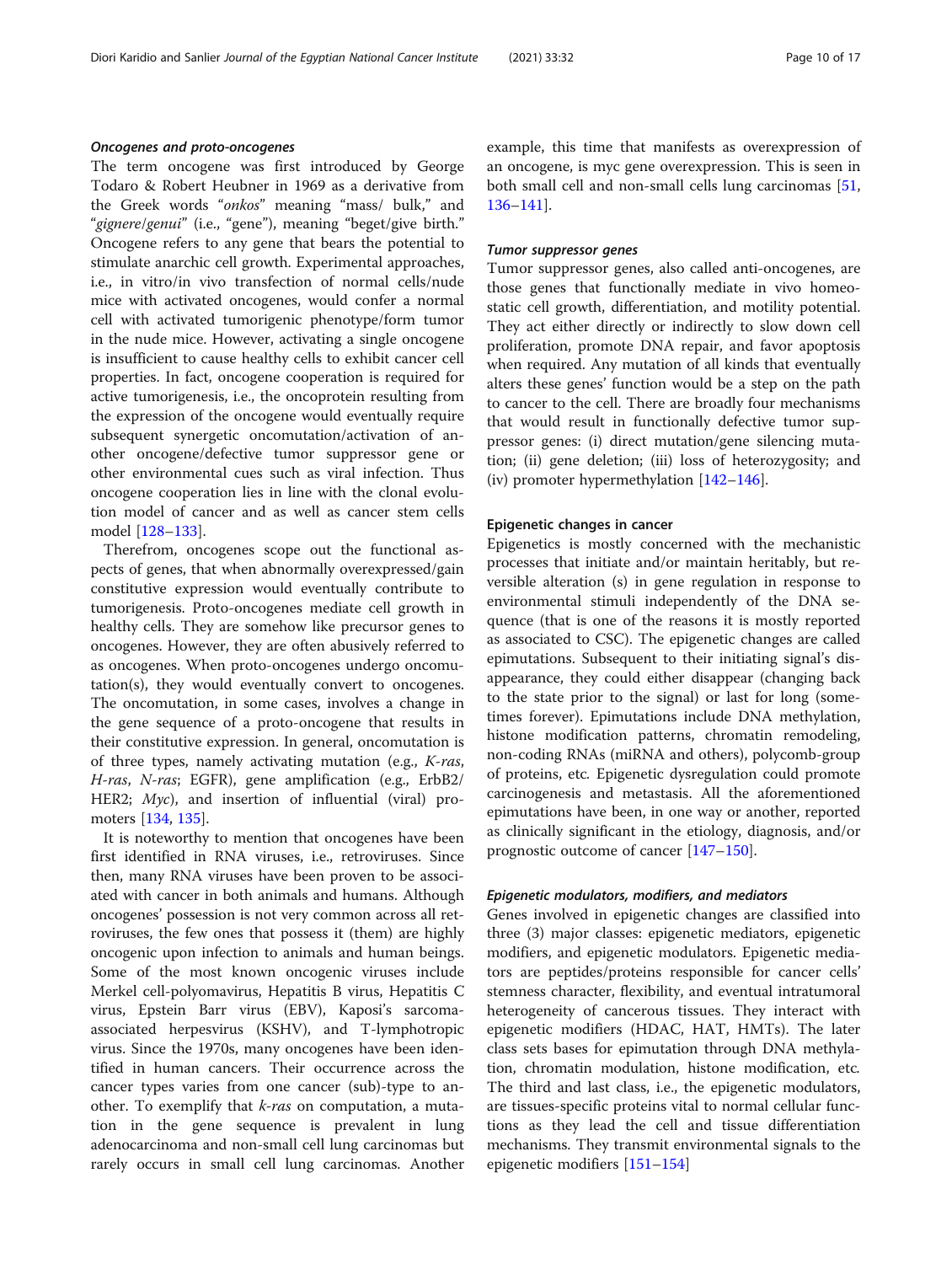#### *Oncogenes and proto-oncogenes*

The term oncogene was first introduced by George Todaro & Robert Heubner in 1969 as a derivative from the Greek words "*onkos*" meaning "mass/ bulk," and "*gignere*/*genui*" (i.e., "gene"), meaning "beget/give birth." Oncogene refers to any gene that bears the potential to stimulate anarchic cell growth. Experimental approaches, i.e., in vitro/in vivo transfection of normal cells/nude mice with activated oncogenes, would confer a normal cell with activated tumorigenic phenotype/form tumor in the nude mice. However, activating a single oncogene is insufficient to cause healthy cells to exhibit cancer cell properties. In fact, oncogene cooperation is required for active tumorigenesis, i.e., the oncoprotein resulting from the expression of the oncogene would eventually require subsequent synergetic oncomutation/activation of another oncogene/defective tumor suppressor gene or other environmental cues such as viral infection. Thus oncogene cooperation lies in line with the clonal evolution model of cancer and as well as cancer stem cells model [128–133].

Therefrom, oncogenes scope out the functional aspects of genes, that when abnormally overexpressed/gain constitutive expression would eventually contribute to tumorigenesis. Proto-oncogenes mediate cell growth in healthy cells. They are somehow like precursor genes to oncogenes. However, they are often abusively referred to as oncogenes. When proto-oncogenes undergo oncomutation(s), they would eventually convert to oncogenes. The oncomutation, in some cases, involves a change in the gene sequence of a proto-oncogene that results in their constitutive expression. In general, oncomutation is of three types, namely activating mutation (e.g., *K-ras*, *H-ras*, *N-ras*; EGFR), gene amplification (e.g., ErbB2/ HER2; *Myc*), and insertion of influential (viral) promoters [134, 135].

It is noteworthy to mention that oncogenes have been first identified in RNA viruses, i.e., retroviruses. Since then, many RNA viruses have been proven to be associated with cancer in both animals and humans. Although oncogenes' possession is not very common across all retroviruses, the few ones that possess it (them) are highly oncogenic upon infection to animals and human beings. Some of the most known oncogenic viruses include Merkel cell-polyomavirus, Hepatitis B virus, Hepatitis C virus, Epstein Barr virus (EBV), Kaposi's sarcoma-associated herpesvirus (KSHV), and T-lymphotropic virus. Since the 1970s, many oncogenes have been identified in human cancers. Their occurrence across the cancer types varies from one cancer (sub)-type to another. To exemplify that *k-ras* on computation, a mutation in the gene sequence is prevalent in lung adenocarcinoma and non-small cell lung carcinomas but rarely occurs in small cell lung carcinomas. Another example, this time that manifests as overexpression of an oncogene, is myc gene overexpression. This is seen in both small cell and non-small cells lung carcinomas [51, 136–141].

#### *Tumor suppressor genes*

Tumor suppressor genes, also called anti-oncogenes, are those genes that functionally mediate in vivo homeostatic cell growth, differentiation, and motility potential. They act either directly or indirectly to slow down cell proliferation, promote DNA repair, and favor apoptosis when required. Any mutation of all kinds that eventually alters these genes' function would be a step on the path to cancer to the cell. There are broadly four mechanisms that would result in functionally defective tumor suppressor genes: (i) direct mutation/gene silencing mutation; (ii) gene deletion; (iii) loss of heterozygosity; and (iv) promoter hypermethylation [142–146].

### Epigenetic changes in cancer

Epigenetics is mostly concerned with the mechanistic processes that initiate and/or maintain heritably, but reversible alteration (s) in gene regulation in response to environmental stimuli independently of the DNA sequence (that is one of the reasons it is mostly reported as associated to CSC). The epigenetic changes are called epimutations. Subsequent to their initiating signal's disappearance, they could either disappear (changing back to the state prior to the signal) or last for long (sometimes forever). Epimutations include DNA methylation, histone modification patterns, chromatin remodeling, non-coding RNAs (miRNA and others), polycomb-group of proteins, etc. Epigenetic dysregulation could promote carcinogenesis and metastasis. All the aforementioned epimutations have been, in one way or another, reported as clinically significant in the etiology, diagnosis, and/or prognostic outcome of cancer [147–150].

#### *Epigenetic modulators, modifiers, and mediators*

Genes involved in epigenetic changes are classified into three (3) major classes: epigenetic mediators, epigenetic modifiers, and epigenetic modulators. Epigenetic mediators are peptides/proteins responsible for cancer cells' stemness character, flexibility, and eventual intratumoral heterogeneity of cancerous tissues. They interact with epigenetic modifiers (HDAC, HAT, HMTs). The later class sets bases for epimutation through DNA methylation, chromatin modulation, histone modification, etc. The third and last class, i.e., the epigenetic modulators, are tissues-specific proteins vital to normal cellular functions as they lead the cell and tissue differentiation mechanisms. They transmit environmental signals to the epigenetic modifiers [151–154]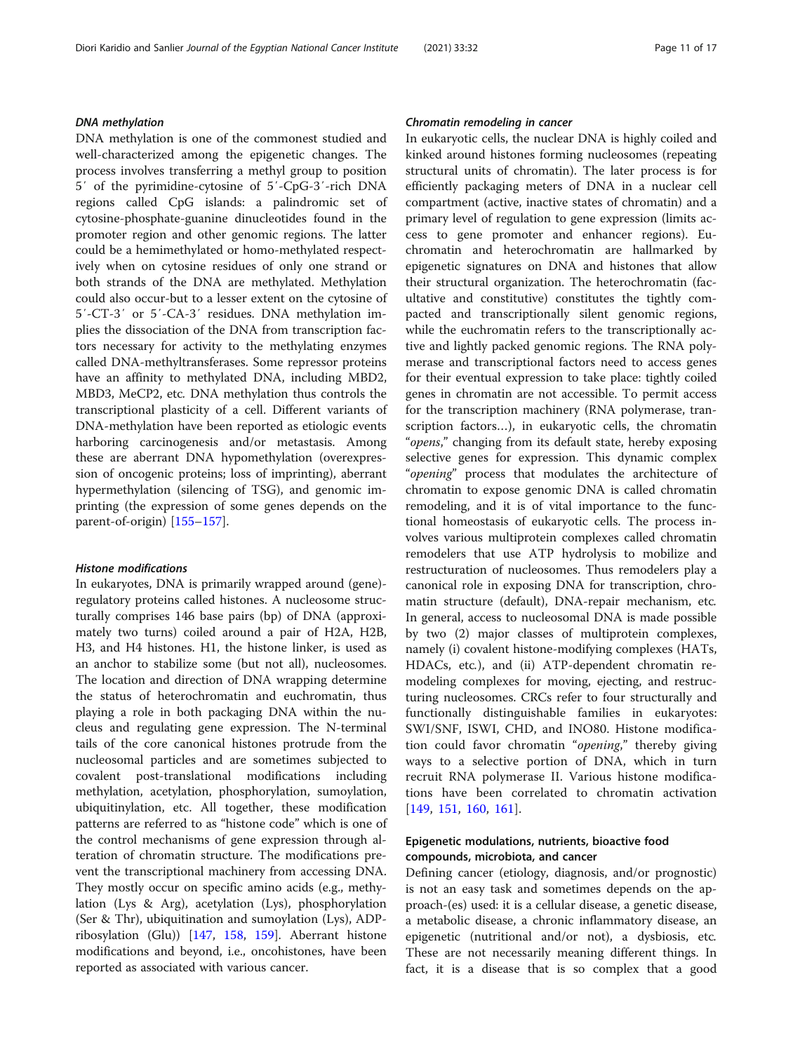#### *DNA methylation*

DNA methylation is one of the commonest studied and well-characterized among the epigenetic changes. The process involves transferring a methyl group to position 5′ of the pyrimidine-cytosine of 5′-CpG-3′-rich DNA regions called CpG islands: a palindromic set of cytosine-phosphate-guanine dinucleotides found in the promoter region and other genomic regions. The latter could be a hemimethylated or homo-methylated respectively when on cytosine residues of only one strand or both strands of the DNA are methylated. Methylation could also occur-but to a lesser extent on the cytosine of 5′-CT-3′ or 5′-CA-3′ residues. DNA methylation implies the dissociation of the DNA from transcription factors necessary for activity to the methylating enzymes called DNA-methyltransferases. Some repressor proteins have an affinity to methylated DNA, including MBD2, MBD3, MeCP2, etc. DNA methylation thus controls the transcriptional plasticity of a cell. Different variants of DNA-methylation have been reported as etiologic events harboring carcinogenesis and/or metastasis. Among these are aberrant DNA hypomethylation (overexpression of oncogenic proteins; loss of imprinting), aberrant hypermethylation (silencing of TSG), and genomic imprinting (the expression of some genes depends on the parent-of-origin) [155–157].

#### *Histone modifications*

In eukaryotes, DNA is primarily wrapped around (gene)-regulatory proteins called histones. A nucleosome structurally comprises 146 base pairs (bp) of DNA (approximately two turns) coiled around a pair of H2A, H2B, H3, and H4 histones. H1, the histone linker, is used as an anchor to stabilize some (but not all), nucleosomes. The location and direction of DNA wrapping determine the status of heterochromatin and euchromatin, thus playing a role in both packaging DNA within the nucleus and regulating gene expression. The N-terminal tails of the core canonical histones protrude from the nucleosomal particles and are sometimes subjected to covalent post-translational modifications including methylation, acetylation, phosphorylation, sumoylation, ubiquitinylation, etc. All together, these modification patterns are referred to as "histone code" which is one of the control mechanisms of gene expression through alteration of chromatin structure. The modifications prevent the transcriptional machinery from accessing DNA. They mostly occur on specific amino acids (e.g., methylation (Lys & Arg), acetylation (Lys), phosphorylation (Ser & Thr), ubiquitination and sumoylation (Lys), ADP-ribosylation (Glu)) [147, 158, 159]. Aberrant histone modifications and beyond, i.e., oncohistones, have been reported as associated with various cancer.

#### *Chromatin remodeling in cancer*

In eukaryotic cells, the nuclear DNA is highly coiled and kinked around histones forming nucleosomes (repeating structural units of chromatin). The later process is for efficiently packaging meters of DNA in a nuclear cell compartment (active, inactive states of chromatin) and a primary level of regulation to gene expression (limits access to gene promoter and enhancer regions). Euchromatin and heterochromatin are hallmarked by epigenetic signatures on DNA and histones that allow their structural organization. The heterochromatin (facultative and constitutive) constitutes the tightly compacted and transcriptionally silent genomic regions, while the euchromatin refers to the transcriptionally active and lightly packed genomic regions. The RNA polymerase and transcriptional factors need to access genes for their eventual expression to take place: tightly coiled genes in chromatin are not accessible. To permit access for the transcription machinery (RNA polymerase, transcription factors…), in eukaryotic cells, the chromatin "*opens*," changing from its default state, hereby exposing selective genes for expression. This dynamic complex "*opening*" process that modulates the architecture of chromatin to expose genomic DNA is called chromatin remodeling, and it is of vital importance to the functional homeostasis of eukaryotic cells. The process involves various multiprotein complexes called chromatin remodelers that use ATP hydrolysis to mobilize and restructuration of nucleosomes. Thus remodelers play a canonical role in exposing DNA for transcription, chromatin structure (default), DNA-repair mechanism, etc. In general, access to nucleosomal DNA is made possible by two (2) major classes of multiprotein complexes, namely (i) covalent histone-modifying complexes (HATs, HDACs, etc.), and (ii) ATP-dependent chromatin remodeling complexes for moving, ejecting, and restructuring nucleosomes. CRCs refer to four structurally and functionally distinguishable families in eukaryotes: SWI/SNF, ISWI, CHD, and INO80. Histone modification could favor chromatin "*opening*," thereby giving ways to a selective portion of DNA, which in turn recruit RNA polymerase II. Various histone modifications have been correlated to chromatin activation [149, 151, 160, 161].

### Epigenetic modulations, nutrients, bioactive food compounds, microbiota, and cancer

Defining cancer (etiology, diagnosis, and/or prognostic) is not an easy task and sometimes depends on the approach-(es) used: it is a cellular disease, a genetic disease, a metabolic disease, a chronic inflammatory disease, an epigenetic (nutritional and/or not), a dysbiosis, etc. These are not necessarily meaning different things. In fact, it is a disease that is so complex that a good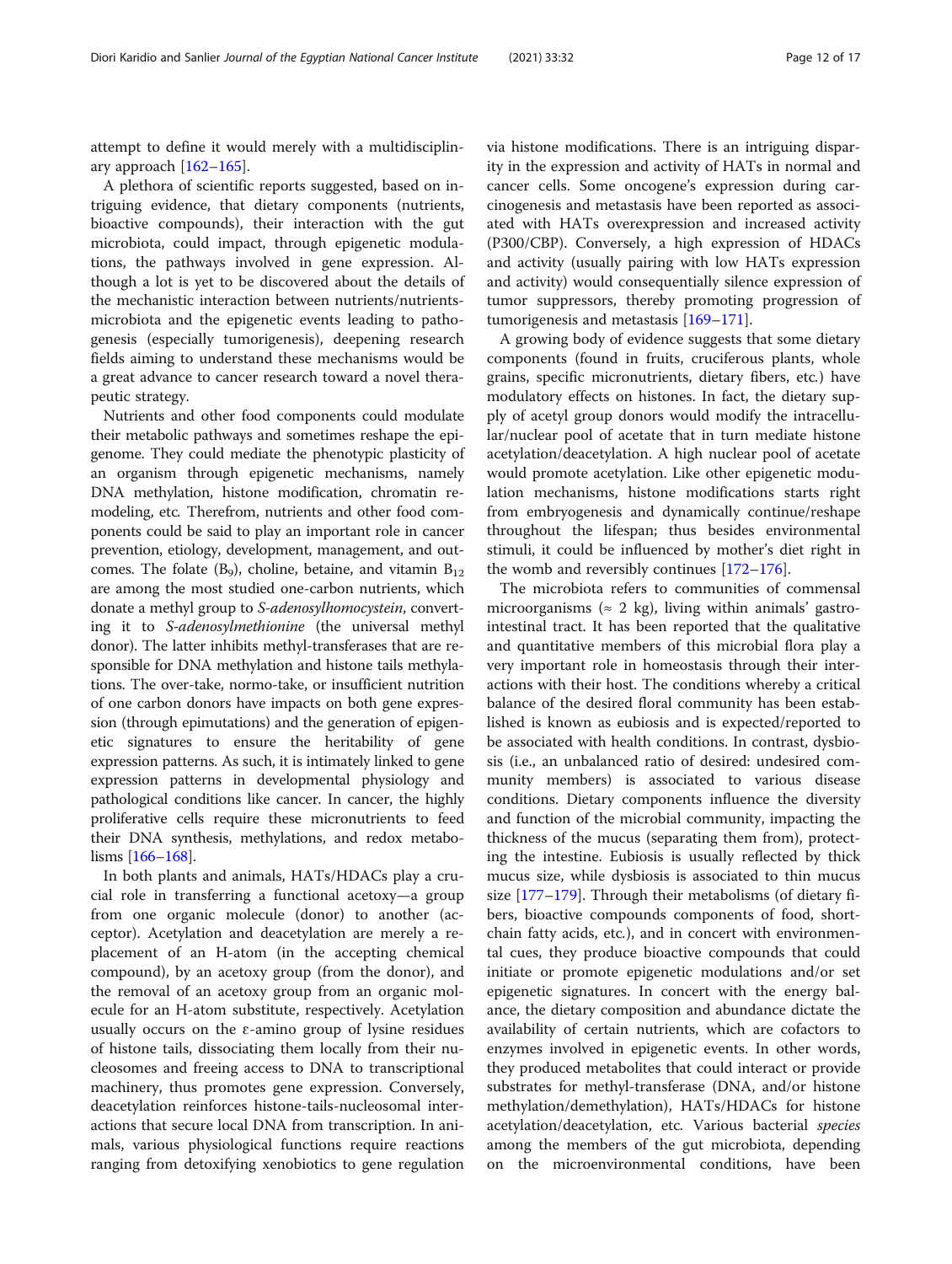attempt to define it would merely with a multidisciplinary approach [162–165].

A plethora of scientific reports suggested, based on intriguing evidence, that dietary components (nutrients, bioactive compounds), their interaction with the gut microbiota, could impact, through epigenetic modulations, the pathways involved in gene expression. Although a lot is yet to be discovered about the details of the mechanistic interaction between nutrients/nutrients-microbiota and the epigenetic events leading to pathogenesis (especially tumorigenesis), deepening research fields aiming to understand these mechanisms would be a great advance to cancer research toward a novel therapeutic strategy.

Nutrients and other food components could modulate their metabolic pathways and sometimes reshape the epigenome. They could mediate the phenotypic plasticity of an organism through epigenetic mechanisms, namely DNA methylation, histone modification, chromatin remodeling, etc. Therefrom, nutrients and other food components could be said to play an important role in cancer prevention, etiology, development, management, and outcomes. The folate ($B_9$), choline, betaine, and vitamin $B_{12}$ are among the most studied one-carbon nutrients, which donate a methyl group to *S-adenosylhomocystein*, converting it to *S-adenosylmethionine* (the universal methyl donor). The latter inhibits methyl-transferases that are responsible for DNA methylation and histone tails methylations. The over-take, normo-take, or insufficient nutrition of one carbon donors have impacts on both gene expression (through epimutations) and the generation of epigenetic signatures to ensure the heritability of gene expression patterns. As such, it is intimately linked to gene expression patterns in developmental physiology and pathological conditions like cancer. In cancer, the highly proliferative cells require these micronutrients to feed their DNA synthesis, methylations, and redox metabolisms [166–168].

In both plants and animals, HATs/HDACs play a crucial role in transferring a functional acetoxy—a group from one organic molecule (donor) to another (acceptor). Acetylation and deacetylation are merely a replacement of an H-atom (in the accepting chemical compound), by an acetoxy group (from the donor), and the removal of an acetoxy group from an organic molecule for an H-atom substitute, respectively. Acetylation usually occurs on the ε-amino group of lysine residues of histone tails, dissociating them locally from their nucleosomes and freeing access to DNA to transcriptional machinery, thus promotes gene expression. Conversely, deacetylation reinforces histone-tails-nucleosomal interactions that secure local DNA from transcription. In animals, various physiological functions require reactions ranging from detoxifying xenobiotics to gene regulation via histone modifications. There is an intriguing disparity in the expression and activity of HATs in normal and cancer cells. Some oncogene's expression during carcinogenesis and metastasis have been reported as associated with HATs overexpression and increased activity (P300/CBP). Conversely, a high expression of HDACs and activity (usually pairing with low HATs expression and activity) would consequentially silence expression of tumor suppressors, thereby promoting progression of tumorigenesis and metastasis [169–171].

A growing body of evidence suggests that some dietary components (found in fruits, cruciferous plants, whole grains, specific micronutrients, dietary fibers, etc.) have modulatory effects on histones. In fact, the dietary supply of acetyl group donors would modify the intracellular/nuclear pool of acetate that in turn mediate histone acetylation/deacetylation. A high nuclear pool of acetate would promote acetylation. Like other epigenetic modulation mechanisms, histone modifications starts right from embryogenesis and dynamically continue/reshape throughout the lifespan; thus besides environmental stimuli, it could be influenced by mother's diet right in the womb and reversibly continues [172–176].

The microbiota refers to communities of commensal microorganisms (≈ 2 kg), living within animals' gastrointestinal tract. It has been reported that the qualitative and quantitative members of this microbial flora play a very important role in homeostasis through their interactions with their host. The conditions whereby a critical balance of the desired floral community has been established is known as eubiosis and is expected/reported to be associated with health conditions. In contrast, dysbiosis (i.e., an unbalanced ratio of desired: undesired community members) is associated to various disease conditions. Dietary components influence the diversity and function of the microbial community, impacting the thickness of the mucus (separating them from), protecting the intestine. Eubiosis is usually reflected by thick mucus size, while dysbiosis is associated to thin mucus size [177–179]. Through their metabolisms (of dietary fibers, bioactive compounds components of food, short-chain fatty acids, etc.), and in concert with environmental cues, they produce bioactive compounds that could initiate or promote epigenetic modulations and/or set epigenetic signatures. In concert with the energy balance, the dietary composition and abundance dictate the availability of certain nutrients, which are cofactors to enzymes involved in epigenetic events. In other words, they produced metabolites that could interact or provide substrates for methyl-transferase (DNA, and/or histone methylation/demethylation), HATs/HDACs for histone acetylation/deacetylation, etc. Various bacterial *species* among the members of the gut microbiota, depending on the microenvironmental conditions, have been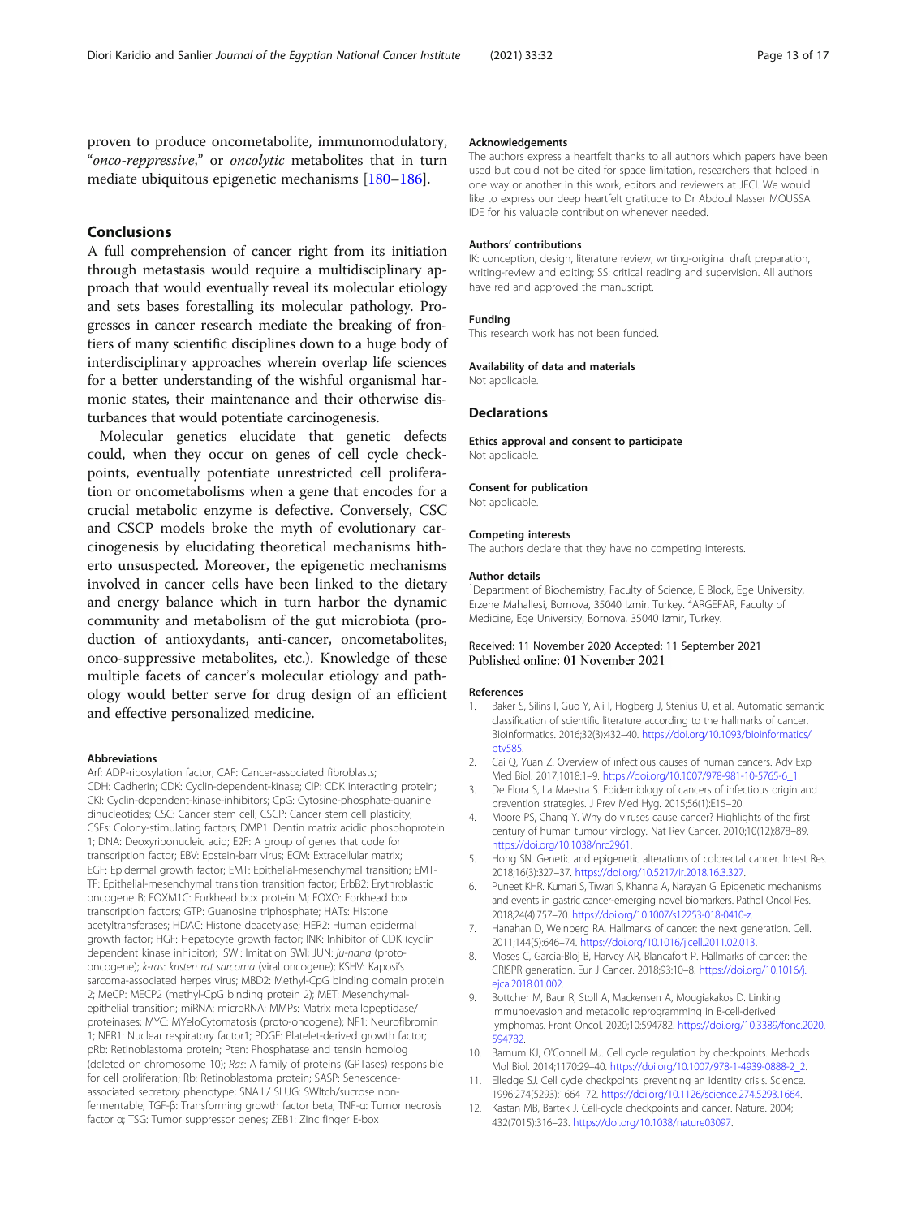proven to produce oncometabolite, immunomodulatory, "*onco-reppressive*," or *oncolytic* metabolites that in turn mediate ubiquitous epigenetic mechanisms [180–186].

## Conclusions

A full comprehension of cancer right from its initiation through metastasis would require a multidisciplinary approach that would eventually reveal its molecular etiology and sets bases forestalling its molecular pathology. Progresses in cancer research mediate the breaking of frontiers of many scientific disciplines down to a huge body of interdisciplinary approaches wherein overlap life sciences for a better understanding of the wishful organismal harmonic states, their maintenance and their otherwise disturbances that would potentiate carcinogenesis.

Molecular genetics elucidate that genetic defects could, when they occur on genes of cell cycle checkpoints, eventually potentiate unrestricted cell proliferation or oncometabolisms when a gene that encodes for a crucial metabolic enzyme is defective. Conversely, CSC and CSCP models broke the myth of evolutionary carcinogenesis by elucidating theoretical mechanisms hitherto unsuspected. Moreover, the epigenetic mechanisms involved in cancer cells have been linked to the dietary and energy balance which in turn harbor the dynamic community and metabolism of the gut microbiota (production of antioxydants, anti-cancer, oncometabolites, onco-suppressive metabolites, etc.). Knowledge of these multiple facets of cancer's molecular etiology and pathology would better serve for drug design of an efficient and effective personalized medicine.

### Abbreviations

Arf: ADP-ribosylation factor; CAF: Cancer-associated fibroblasts; CDH: Cadherin; CDK: Cyclin-dependent-kinase; CIP: CDK interacting protein; CKI: Cyclin-dependent-kinase-inhibitors; CpG: Cytosine-phosphate-guanine dinucleotides; CSC: Cancer stem cell; CSCP: Cancer stem cell plasticity; CSFs: Colony-stimulating factors; DMP1: Dentin matrix acidic phosphoprotein 1; DNA: Deoxyribonucleic acid; E2F: A group of genes that code for transcription factor; EBV: Epstein-barr virus; ECM: Extracellular matrix; EGF: Epidermal growth factor; EMT: Epithelial-mesenchymal transition; EMT-TF: Epithelial-mesenchymal transition transition factor; ErbB2: Erythroblastic oncogene B; FOXM1C: Forkhead box protein M; FOXO: Forkhead box transcription factors; GTP: Guanosine triphosphate; HATs: Histone acetyltransferases; HDAC: Histone deacetylase; HER2: Human epidermal growth factor; HGF: Hepatocyte growth factor; INK: Inhibitor of CDK (cyclin dependent kinase inhibitor); ISWI: Imitation SWI; JUN: *ju-nana* (proto-oncogene); *k-ras*: *kristen rat sarcoma* (viral oncogene); KSHV: Kaposi's sarcoma-associated herpes virus; MBD2: Methyl-CpG binding domain protein 2; MeCP: MECP2 (methyl-CpG binding protein 2); MET: Mesenchymal-epithelial transition; miRNA: microRNA; MMPs: Matrix metallopeptidase/proteinases; MYC: MYeloCytomatosis (proto-oncogene); NF1: Neurofibromin 1; NFR1: Nuclear respiratory factor1; PDGF: Platelet-derived growth factor; pRb: Retinoblastoma protein; Pten: Phosphatase and tensin homolog (deleted on chromosome 10); *Ras*: A family of proteins (GPTases) responsible for cell proliferation; Rb: Retinoblastoma protein; SASP: Senescence-associated secretory phenotype; SNAIL/ SLUG: SWItch/sucrose non-fermentable; TGF-β: Transforming growth factor beta; TNF-α: Tumor necrosis factor α; TSG: Tumor suppressor genes; ZEB1: Zinc finger E-box

### Acknowledgements

The authors express a heartfelt thanks to all authors which papers have been used but could not be cited for space limitation, researchers that helped in one way or another in this work, editors and reviewers at JECI. We would like to express our deep heartfelt gratitude to Dr Abdoul Nasser MOUSSA IDE for his valuable contribution whenever needed.

### Authors' contributions

IK: conception, design, literature review, writing-original draft preparation, writing-review and editing; SS: critical reading and supervision. All authors have red and approved the manuscript.

### Funding

This research work has not been funded.

### Availability of data and materials

Not applicable.

## Declarations

### Ethics approval and consent to participate

Not applicable.

### Consent for publication

Not applicable.

### Competing interests

The authors declare that they have no competing interests.

### Author details

[1]Department of Biochemistry, Faculty of Science, E Block, Ege University, Erzene Mahallesi, Bornova, 35040 Izmir, Turkey. [2]ARGEFAR, Faculty of Medicine, Ege University, Bornova, 35040 Izmir, Turkey.

Received: 11 November 2020 Accepted: 11 September 2021
Published online: 01 November 2021

### References

1. Baker S, Silins I, Guo Y, Ali I, Hogberg J, Stenius U, et al. Automatic semantic classification of scientific literature according to the hallmarks of cancer. Bioinformatics. 2016;32(3):432–40. https://doi.org/10.1093/bioinformatics/btv585.
2. Cai Q, Yuan Z. Overview of ınfectious causes of human cancers. Adv Exp Med Biol. 2017;1018:1–9. https://doi.org/10.1007/978-981-10-5765-6_1.
3. De Flora S, La Maestra S. Epidemiology of cancers of infectious origin and prevention strategies. J Prev Med Hyg. 2015;56(1):E15–20.
4. Moore PS, Chang Y. Why do viruses cause cancer? Highlights of the first century of human tumour virology. Nat Rev Cancer. 2010;10(12):878–89. https://doi.org/10.1038/nrc2961.
5. Hong SN. Genetic and epigenetic alterations of colorectal cancer. Intest Res. 2018;16(3):327–37. https://doi.org/10.5217/ir.2018.16.3.327.
6. Puneet KHR. Kumari S, Tiwari S, Khanna A, Narayan G. Epigenetic mechanisms and events in gastric cancer-emerging novel biomarkers. Pathol Oncol Res. 2018;24(4):757–70. https://doi.org/10.1007/s12253-018-0410-z.
7. Hanahan D, Weinberg RA. Hallmarks of cancer: the next generation. Cell. 2011;144(5):646–74. https://doi.org/10.1016/j.cell.2011.02.013.
8. Moses C, Garcia-Bloj B, Harvey AR, Blancafort P. Hallmarks of cancer: the CRISPR generation. Eur J Cancer. 2018;93:10–8. https://doi.org/10.1016/j.ejca.2018.01.002.
9. Bottcher M, Baur R, Stoll A, Mackensen A, Mougiakakos D. Linking ımmunoevasion and metabolic reprogramming in B-cell-derived lymphomas. Front Oncol. 2020;10:594782. https://doi.org/10.3389/fonc.2020.594782.
10. Barnum KJ, O'Connell MJ. Cell cycle regulation by checkpoints. Methods Mol Biol. 2014;1170:29–40. https://doi.org/10.1007/978-1-4939-0888-2_2.
11. Elledge SJ. Cell cycle checkpoints: preventing an identity crisis. Science. 1996;274(5293):1664–72. https://doi.org/10.1126/science.274.5293.1664.
12. Kastan MB, Bartek J. Cell-cycle checkpoints and cancer. Nature. 2004;432(7015):316–23. https://doi.org/10.1038/nature03097.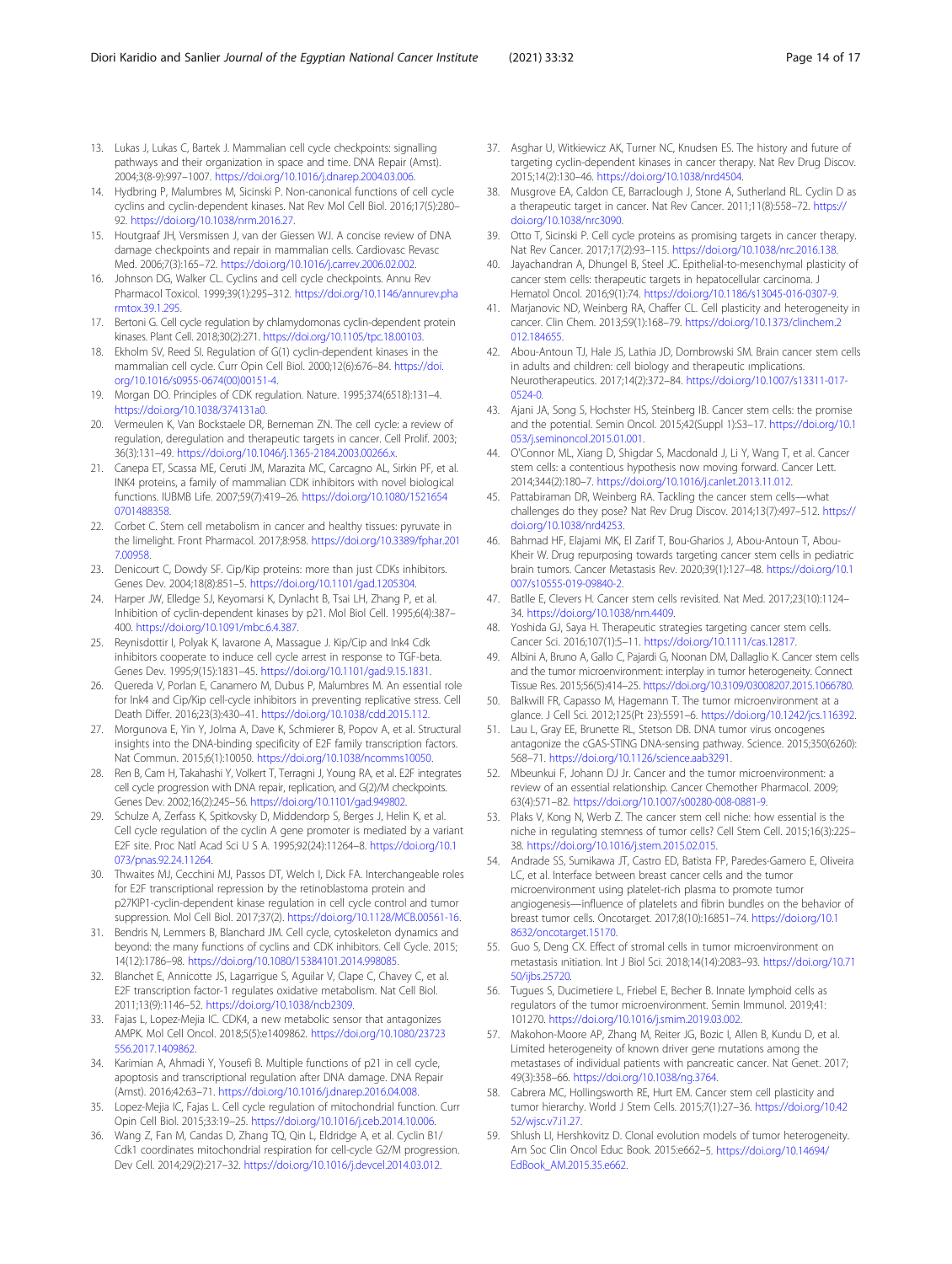13. Lukas J, Lukas C, Bartek J. Mammalian cell cycle checkpoints: signalling pathways and their organization in space and time. DNA Repair (Amst). 2004;3(8-9):997–1007. https://doi.org/10.1016/j.dnarep.2004.03.006.
14. Hydbring P, Malumbres M, Sicinski P. Non-canonical functions of cell cycle cyclins and cyclin-dependent kinases. Nat Rev Mol Cell Biol. 2016;17(5):280–92. https://doi.org/10.1038/nrm.2016.27.
15. Houtgraaf JH, Versmissen J, van der Giessen WJ. A concise review of DNA damage checkpoints and repair in mammalian cells. Cardiovasc Revasc Med. 2006;7(3):165–72. https://doi.org/10.1016/j.carrev.2006.02.002.
16. Johnson DG, Walker CL. Cyclins and cell cycle checkpoints. Annu Rev Pharmacol Toxicol. 1999;39(1):295–312. https://doi.org/10.1146/annurev.pharmtox.39.1.295.
17. Bertoni G. Cell cycle regulation by chlamydomonas cyclin-dependent protein kinases. Plant Cell. 2018;30(2):271. https://doi.org/10.1105/tpc.18.00103.
18. Ekholm SV, Reed SI. Regulation of G(1) cyclin-dependent kinases in the mammalian cell cycle. Curr Opin Cell Biol. 2000;12(6):676–84. https://doi.org/10.1016/s0955-0674(00)00151-4.
19. Morgan DO. Principles of CDK regulation. Nature. 1995;374(6518):131–4. https://doi.org/10.1038/374131a0.
20. Vermeulen K, Van Bockstaele DR, Berneman ZN. The cell cycle: a review of regulation, deregulation and therapeutic targets in cancer. Cell Prolif. 2003; 36(3):131–49. https://doi.org/10.1046/j.1365-2184.2003.00266.x.
21. Canepa ET, Scassa ME, Ceruti JM, Marazita MC, Carcagno AL, Sirkin PF, et al. INK4 proteins, a family of mammalian CDK inhibitors with novel biological functions. IUBMB Life. 2007;59(7):419–26. https://doi.org/10.1080/15216540701488358.
22. Corbet C. Stem cell metabolism in cancer and healthy tissues: pyruvate in the limelight. Front Pharmacol. 2017;8:958. https://doi.org/10.3389/fphar.2017.00958.
23. Denicourt C, Dowdy SF. Cip/Kip proteins: more than just CDKs inhibitors. Genes Dev. 2004;18(8):851–5. https://doi.org/10.1101/gad.1205304.
24. Harper JW, Elledge SJ, Keyomarsi K, Dynlacht B, Tsai LH, Zhang P, et al. Inhibition of cyclin-dependent kinases by p21. Mol Biol Cell. 1995;6(4):387–400. https://doi.org/10.1091/mbc.6.4.387.
25. Reynisdottir I, Polyak K, Iavarone A, Massague J. Kip/Cip and Ink4 Cdk inhibitors cooperate to induce cell cycle arrest in response to TGF-beta. Genes Dev. 1995;9(15):1831–45. https://doi.org/10.1101/gad.9.15.1831.
26. Quereda V, Porlan E, Canamero M, Dubus P, Malumbres M. An essential role for Ink4 and Cip/Kip cell-cycle inhibitors in preventing replicative stress. Cell Death Differ. 2016;23(3):430–41. https://doi.org/10.1038/cdd.2015.112.
27. Morgunova E, Yin Y, Jolma A, Dave K, Schmierer B, Popov A, et al. Structural insights into the DNA-binding specificity of E2F family transcription factors. Nat Commun. 2015;6(1):10050. https://doi.org/10.1038/ncomms10050.
28. Ren B, Cam H, Takahashi Y, Volkert T, Terragni J, Young RA, et al. E2F integrates cell cycle progression with DNA repair, replication, and G(2)/M checkpoints. Genes Dev. 2002;16(2):245–56. https://doi.org/10.1101/gad.949802.
29. Schulze A, Zerfass K, Spitkovsky D, Middendorp S, Berges J, Helin K, et al. Cell cycle regulation of the cyclin A gene promoter is mediated by a variant E2F site. Proc Natl Acad Sci U S A. 1995;92(24):11264–8. https://doi.org/10.1073/pnas.92.24.11264.
30. Thwaites MJ, Cecchini MJ, Passos DT, Welch I, Dick FA. Interchangeable roles for E2F transcriptional repression by the retinoblastoma protein and p27KIP1-cyclin-dependent kinase regulation in cell cycle control and tumor suppression. Mol Cell Biol. 2017;37(2). https://doi.org/10.1128/MCB.00561-16.
31. Bendris N, Lemmers B, Blanchard JM. Cell cycle, cytoskeleton dynamics and beyond: the many functions of cyclins and CDK inhibitors. Cell Cycle. 2015; 14(12):1786–98. https://doi.org/10.1080/15384101.2014.998085.
32. Blanchet E, Annicotte JS, Lagarrigue S, Aguilar V, Clape C, Chavey C, et al. E2F transcription factor-1 regulates oxidative metabolism. Nat Cell Biol. 2011;13(9):1146–52. https://doi.org/10.1038/ncb2309.
33. Fajas L, Lopez-Mejia IC. CDK4, a new metabolic sensor that antagonizes AMPK. Mol Cell Oncol. 2018;5(5):e1409862. https://doi.org/10.1080/23723556.2017.1409862.
34. Karimian A, Ahmadi Y, Yousefi B. Multiple functions of p21 in cell cycle, apoptosis and transcriptional regulation after DNA damage. DNA Repair (Amst). 2016;42:63–71. https://doi.org/10.1016/j.dnarep.2016.04.008.
35. Lopez-Mejia IC, Fajas L. Cell cycle regulation of mitochondrial function. Curr Opin Cell Biol. 2015;33:19–25. https://doi.org/10.1016/j.ceb.2014.10.006.
36. Wang Z, Fan M, Candas D, Zhang TQ, Qin L, Eldridge A, et al. Cyclin B1/Cdk1 coordinates mitochondrial respiration for cell-cycle G2/M progression. Dev Cell. 2014;29(2):217–32. https://doi.org/10.1016/j.devcel.2014.03.012.
37. Asghar U, Witkiewicz AK, Turner NC, Knudsen ES. The history and future of targeting cyclin-dependent kinases in cancer therapy. Nat Rev Drug Discov. 2015;14(2):130–46. https://doi.org/10.1038/nrd4504.
38. Musgrove EA, Caldon CE, Barraclough J, Stone A, Sutherland RL. Cyclin D as a therapeutic target in cancer. Nat Rev Cancer. 2011;11(8):558–72. https://doi.org/10.1038/nrc3090.
39. Otto T, Sicinski P. Cell cycle proteins as promising targets in cancer therapy. Nat Rev Cancer. 2017;17(2):93–115. https://doi.org/10.1038/nrc.2016.138.
40. Jayachandran A, Dhungel B, Steel JC. Epithelial-to-mesenchymal plasticity of cancer stem cells: therapeutic targets in hepatocellular carcinoma. J Hematol Oncol. 2016;9(1):74. https://doi.org/10.1186/s13045-016-0307-9.
41. Marjanovic ND, Weinberg RA, Chaffer CL. Cell plasticity and heterogeneity in cancer. Clin Chem. 2013;59(1):168–79. https://doi.org/10.1373/clinchem.2012.184655.
42. Abou-Antoun TJ, Hale JS, Lathia JD, Dombrowski SM. Brain cancer stem cells in adults and children: cell biology and therapeutic ımplications. Neurotherapeutics. 2017;14(2):372–84. https://doi.org/10.1007/s13311-017-0524-0.
43. Ajani JA, Song S, Hochster HS, Steinberg IB. Cancer stem cells: the promise and the potential. Semin Oncol. 2015;42(Suppl 1):S3–17. https://doi.org/10.1053/j.seminoncol.2015.01.001.
44. O'Connor ML, Xiang D, Shigdar S, Macdonald J, Li Y, Wang T, et al. Cancer stem cells: a contentious hypothesis now moving forward. Cancer Lett. 2014;344(2):180–7. https://doi.org/10.1016/j.canlet.2013.11.012.
45. Pattabiraman DR, Weinberg RA. Tackling the cancer stem cells—what challenges do they pose? Nat Rev Drug Discov. 2014;13(7):497–512. https://doi.org/10.1038/nrd4253.
46. Bahmad HF, Elajami MK, El Zarif T, Bou-Gharios J, Abou-Antoun T, Abou-Kheir W. Drug repurposing towards targeting cancer stem cells in pediatric brain tumors. Cancer Metastasis Rev. 2020;39(1):127–48. https://doi.org/10.1007/s10555-019-09840-2.
47. Batlle E, Clevers H. Cancer stem cells revisited. Nat Med. 2017;23(10):1124–34. https://doi.org/10.1038/nm.4409.
48. Yoshida GJ, Saya H. Therapeutic strategies targeting cancer stem cells. Cancer Sci. 2016;107(1):5–11. https://doi.org/10.1111/cas.12817.
49. Albini A, Bruno A, Gallo C, Pajardi G, Noonan DM, Dallaglio K. Cancer stem cells and the tumor microenvironment: interplay in tumor heterogeneity. Connect Tissue Res. 2015;56(5):414–25. https://doi.org/10.3109/03008207.2015.1066780.
50. Balkwill FR, Capasso M, Hagemann T. The tumor microenvironment at a glance. J Cell Sci. 2012;125(Pt 23):5591–6. https://doi.org/10.1242/jcs.116392.
51. Lau L, Gray EE, Brunette RL, Stetson DB. DNA tumor virus oncogenes antagonize the cGAS-STING DNA-sensing pathway. Science. 2015;350(6260):568–71. https://doi.org/10.1126/science.aab3291.
52. Mbeunkui F, Johann DJ Jr. Cancer and the tumor microenvironment: a review of an essential relationship. Cancer Chemother Pharmacol. 2009; 63(4):571–82. https://doi.org/10.1007/s00280-008-0881-9.
53. Plaks V, Kong N, Werb Z. The cancer stem cell niche: how essential is the niche in regulating stemness of tumor cells? Cell Stem Cell. 2015;16(3):225–38. https://doi.org/10.1016/j.stem.2015.02.015.
54. Andrade SS, Sumikawa JT, Castro ED, Batista FP, Paredes-Gamero E, Oliveira LC, et al. Interface between breast cancer cells and the tumor microenvironment using platelet-rich plasma to promote tumor angiogenesis—influence of platelets and fibrin bundles on the behavior of breast tumor cells. Oncotarget. 2017;8(10):16851–74. https://doi.org/10.18632/oncotarget.15170.
55. Guo S, Deng CX. Effect of stromal cells in tumor microenvironment on metastasis ınitiation. Int J Biol Sci. 2018;14(14):2083–93. https://doi.org/10.7150/ijbs.25720.
56. Tugues S, Ducimetiere L, Friebel E, Becher B. Innate lymphoid cells as regulators of the tumor microenvironment. Semin Immunol. 2019;41: 101270. https://doi.org/10.1016/j.smim.2019.03.002.
57. Makohon-Moore AP, Zhang M, Reiter JG, Bozic I, Allen B, Kundu D, et al. Limited heterogeneity of known driver gene mutations among the metastases of individual patients with pancreatic cancer. Nat Genet. 2017; 49(3):358–66. https://doi.org/10.1038/ng.3764.
58. Cabrera MC, Hollingsworth RE, Hurt EM. Cancer stem cell plasticity and tumor hierarchy. World J Stem Cells. 2015;7(1):27–36. https://doi.org/10.4252/wjsc.v7.i1.27.
59. Shlush LI, Hershkovitz D. Clonal evolution models of tumor heterogeneity. Am Soc Clin Oncol Educ Book. 2015:e662–5. https://doi.org/10.14694/EdBook_AM.2015.35.e662.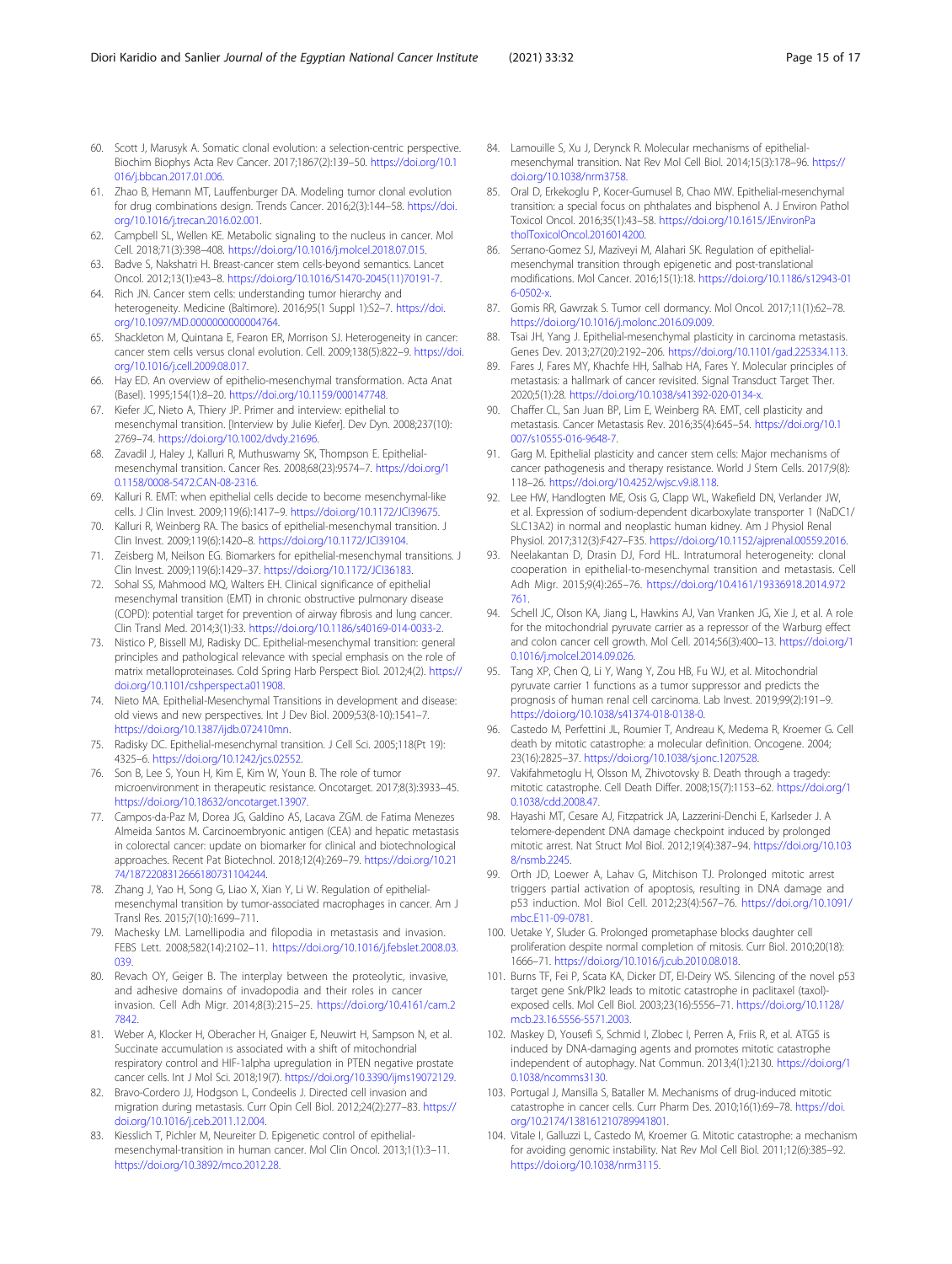60. Scott J, Marusyk A. Somatic clonal evolution: a selection-centric perspective. Biochim Biophys Acta Rev Cancer. 2017;1867(2):139–50. https://doi.org/10.1016/j.bbcan.2017.01.006.
61. Zhao B, Hemann MT, Lauffenburger DA. Modeling tumor clonal evolution for drug combinations design. Trends Cancer. 2016;2(3):144–58. https://doi.org/10.1016/j.trecan.2016.02.001.
62. Campbell SL, Wellen KE. Metabolic signaling to the nucleus in cancer. Mol Cell. 2018;71(3):398–408. https://doi.org/10.1016/j.molcel.2018.07.015.
63. Badve S, Nakshatri H. Breast-cancer stem cells-beyond semantics. Lancet Oncol. 2012;13(1):e43–8. https://doi.org/10.1016/S1470-2045(11)70191-7.
64. Rich JN. Cancer stem cells: understanding tumor hierarchy and heterogeneity. Medicine (Baltimore). 2016;95(1 Suppl 1):S2–7. https://doi.org/10.1097/MD.0000000000004764.
65. Shackleton M, Quintana E, Fearon ER, Morrison SJ. Heterogeneity in cancer: cancer stem cells versus clonal evolution. Cell. 2009;138(5):822–9. https://doi.org/10.1016/j.cell.2009.08.017.
66. Hay ED. An overview of epithelio-mesenchymal transformation. Acta Anat (Basel). 1995;154(1):8–20. https://doi.org/10.1159/000147748.
67. Kiefer JC, Nieto A, Thiery JP. Primer and interview: epithelial to mesenchymal transition. [Interview by Julie Kiefer]. Dev Dyn. 2008;237(10): 2769–74. https://doi.org/10.1002/dvdy.21696.
68. Zavadil J, Haley J, Kalluri R, Muthuswamy SK, Thompson E. Epithelial-mesenchymal transition. Cancer Res. 2008;68(23):9574–7. https://doi.org/10.1158/0008-5472.CAN-08-2316.
69. Kalluri R. EMT: when epithelial cells decide to become mesenchymal-like cells. J Clin Invest. 2009;119(6):1417–9. https://doi.org/10.1172/JCI39675.
70. Kalluri R, Weinberg RA. The basics of epithelial-mesenchymal transition. J Clin Invest. 2009;119(6):1420–8. https://doi.org/10.1172/JCI39104.
71. Zeisberg M, Neilson EG. Biomarkers for epithelial-mesenchymal transitions. J Clin Invest. 2009;119(6):1429–37. https://doi.org/10.1172/JCI36183.
72. Sohal SS, Mahmood MQ, Walters EH. Clinical significance of epithelial mesenchymal transition (EMT) in chronic obstructive pulmonary disease (COPD): potential target for prevention of airway fibrosis and lung cancer. Clin Transl Med. 2014;3(1):33. https://doi.org/10.1186/s40169-014-0033-2.
73. Nistico P, Bissell MJ, Radisky DC. Epithelial-mesenchymal transition: general principles and pathological relevance with special emphasis on the role of matrix metalloproteinases. Cold Spring Harb Perspect Biol. 2012;4(2). https://doi.org/10.1101/cshperspect.a011908.
74. Nieto MA. Epithelial-Mesenchymal Transitions in development and disease: old views and new perspectives. Int J Dev Biol. 2009;53(8-10):1541–7. https://doi.org/10.1387/ijdb.072410mn.
75. Radisky DC. Epithelial-mesenchymal transition. J Cell Sci. 2005;118(Pt 19): 4325–6. https://doi.org/10.1242/jcs.02552.
76. Son B, Lee S, Youn H, Kim E, Kim W, Youn B. The role of tumor microenvironment in therapeutic resistance. Oncotarget. 2017;8(3):3933–45. https://doi.org/10.18632/oncotarget.13907.
77. Campos-da-Paz M, Dorea JG, Galdino AS, Lacava ZGM. de Fatima Menezes Almeida Santos M. Carcinoembryonic antigen (CEA) and hepatic metastasis in colorectal cancer: update on biomarker for clinical and biotechnological approaches. Recent Pat Biotechnol. 2018;12(4):269–79. https://doi.org/10.2174/1872208312666180731104244.
78. Zhang J, Yao H, Song G, Liao X, Xian Y, Li W. Regulation of epithelial-mesenchymal transition by tumor-associated macrophages in cancer. Am J Transl Res. 2015;7(10):1699–711.
79. Machesky LM. Lamellipodia and filopodia in metastasis and invasion. FEBS Lett. 2008;582(14):2102–11. https://doi.org/10.1016/j.febslet.2008.03.039.
80. Revach OY, Geiger B. The interplay between the proteolytic, invasive, and adhesive domains of invadopodia and their roles in cancer invasion. Cell Adh Migr. 2014;8(3):215–25. https://doi.org/10.4161/cam.27842.
81. Weber A, Klocker H, Oberacher H, Gnaiger E, Neuwirt H, Sampson N, et al. Succinate accumulation ıs associated with a shift of mitochondrial respiratory control and HIF-1alpha upregulation in PTEN negative prostate cancer cells. Int J Mol Sci. 2018;19(7). https://doi.org/10.3390/ijms19072129.
82. Bravo-Cordero JJ, Hodgson L, Condeelis J. Directed cell invasion and migration during metastasis. Curr Opin Cell Biol. 2012;24(2):277–83. https://doi.org/10.1016/j.ceb.2011.12.004.
83. Kiesslich T, Pichler M, Neureiter D. Epigenetic control of epithelial-mesenchymal-transition in human cancer. Mol Clin Oncol. 2013;1(1):3–11. https://doi.org/10.3892/mco.2012.28.
84. Lamouille S, Xu J, Derynck R. Molecular mechanisms of epithelial-mesenchymal transition. Nat Rev Mol Cell Biol. 2014;15(3):178–96. https://doi.org/10.1038/nrm3758.
85. Oral D, Erkekoglu P, Kocer-Gumusel B, Chao MW. Epithelial-mesenchymal transition: a special focus on phthalates and bisphenol A. J Environ Pathol Toxicol Oncol. 2016;35(1):43–58. https://doi.org/10.1615/JEnvironPatholToxicolOncol.2016014200.
86. Serrano-Gomez SJ, Maziveyi M, Alahari SK. Regulation of epithelial-mesenchymal transition through epigenetic and post-translational modifications. Mol Cancer. 2016;15(1):18. https://doi.org/10.1186/s12943-016-0502-x.
87. Gomis RR, Gawrzak S. Tumor cell dormancy. Mol Oncol. 2017;11(1):62–78. https://doi.org/10.1016/j.molonc.2016.09.009.
88. Tsai JH, Yang J. Epithelial-mesenchymal plasticity in carcinoma metastasis. Genes Dev. 2013;27(20):2192–206. https://doi.org/10.1101/gad.225334.113.
89. Fares J, Fares MY, Khachfe HH, Salhab HA, Fares Y. Molecular principles of metastasis: a hallmark of cancer revisited. Signal Transduct Target Ther. 2020;5(1):28. https://doi.org/10.1038/s41392-020-0134-x.
90. Chaffer CL, San Juan BP, Lim E, Weinberg RA. EMT, cell plasticity and metastasis. Cancer Metastasis Rev. 2016;35(4):645–54. https://doi.org/10.1007/s10555-016-9648-7.
91. Garg M. Epithelial plasticity and cancer stem cells: Major mechanisms of cancer pathogenesis and therapy resistance. World J Stem Cells. 2017;9(8): 118–26. https://doi.org/10.4252/wjsc.v9.i8.118.
92. Lee HW, Handlogten ME, Osis G, Clapp WL, Wakefield DN, Verlander JW, et al. Expression of sodium-dependent dicarboxylate transporter 1 (NaDC1/SLC13A2) in normal and neoplastic human kidney. Am J Physiol Renal Physiol. 2017;312(3):F427–F35. https://doi.org/10.1152/ajprenal.00559.2016.
93. Neelakantan D, Drasin DJ, Ford HL. Intratumoral heterogeneity: clonal cooperation in epithelial-to-mesenchymal transition and metastasis. Cell Adh Migr. 2015;9(4):265–76. https://doi.org/10.4161/19336918.2014.972761.
94. Schell JC, Olson KA, Jiang L, Hawkins AJ, Van Vranken JG, Xie J, et al. A role for the mitochondrial pyruvate carrier as a repressor of the Warburg effect and colon cancer cell growth. Mol Cell. 2014;56(3):400–13. https://doi.org/10.1016/j.molcel.2014.09.026.
95. Tang XP, Chen Q, Li Y, Wang Y, Zou HB, Fu WJ, et al. Mitochondrial pyruvate carrier 1 functions as a tumor suppressor and predicts the prognosis of human renal cell carcinoma. Lab Invest. 2019;99(2):191–9. https://doi.org/10.1038/s41374-018-0138-0.
96. Castedo M, Perfettini JL, Roumier T, Andreau K, Medema R, Kroemer G. Cell death by mitotic catastrophe: a molecular definition. Oncogene. 2004; 23(16):2825–37. https://doi.org/10.1038/sj.onc.1207528.
97. Vakifahmetoglu H, Olsson M, Zhivotovsky B. Death through a tragedy: mitotic catastrophe. Cell Death Differ. 2008;15(7):1153–62. https://doi.org/10.1038/cdd.2008.47.
98. Hayashi MT, Cesare AJ, Fitzpatrick JA, Lazzerini-Denchi E, Karlseder J. A telomere-dependent DNA damage checkpoint induced by prolonged mitotic arrest. Nat Struct Mol Biol. 2012;19(4):387–94. https://doi.org/10.1038/nsmb.2245.
99. Orth JD, Loewer A, Lahav G, Mitchison TJ. Prolonged mitotic arrest triggers partial activation of apoptosis, resulting in DNA damage and p53 induction. Mol Biol Cell. 2012;23(4):567–76. https://doi.org/10.1091/mbc.E11-09-0781.
100. Uetake Y, Sluder G. Prolonged prometaphase blocks daughter cell proliferation despite normal completion of mitosis. Curr Biol. 2010;20(18): 1666–71. https://doi.org/10.1016/j.cub.2010.08.018.
101. Burns TF, Fei P, Scata KA, Dicker DT, El-Deiry WS. Silencing of the novel p53 target gene Snk/Plk2 leads to mitotic catastrophe in paclitaxel (taxol)-exposed cells. Mol Cell Biol. 2003;23(16):5556–71. https://doi.org/10.1128/mcb.23.16.5556-5571.2003.
102. Maskey D, Yousefi S, Schmid I, Zlobec I, Perren A, Friis R, et al. ATG5 is induced by DNA-damaging agents and promotes mitotic catastrophe independent of autophagy. Nat Commun. 2013;4(1):2130. https://doi.org/10.1038/ncomms3130.
103. Portugal J, Mansilla S, Bataller M. Mechanisms of drug-induced mitotic catastrophe in cancer cells. Curr Pharm Des. 2010;16(1):69–78. https://doi.org/10.2174/138161210789941801.
104. Vitale I, Galluzzi L, Castedo M, Kroemer G. Mitotic catastrophe: a mechanism for avoiding genomic instability. Nat Rev Mol Cell Biol. 2011;12(6):385–92. https://doi.org/10.1038/nrm3115.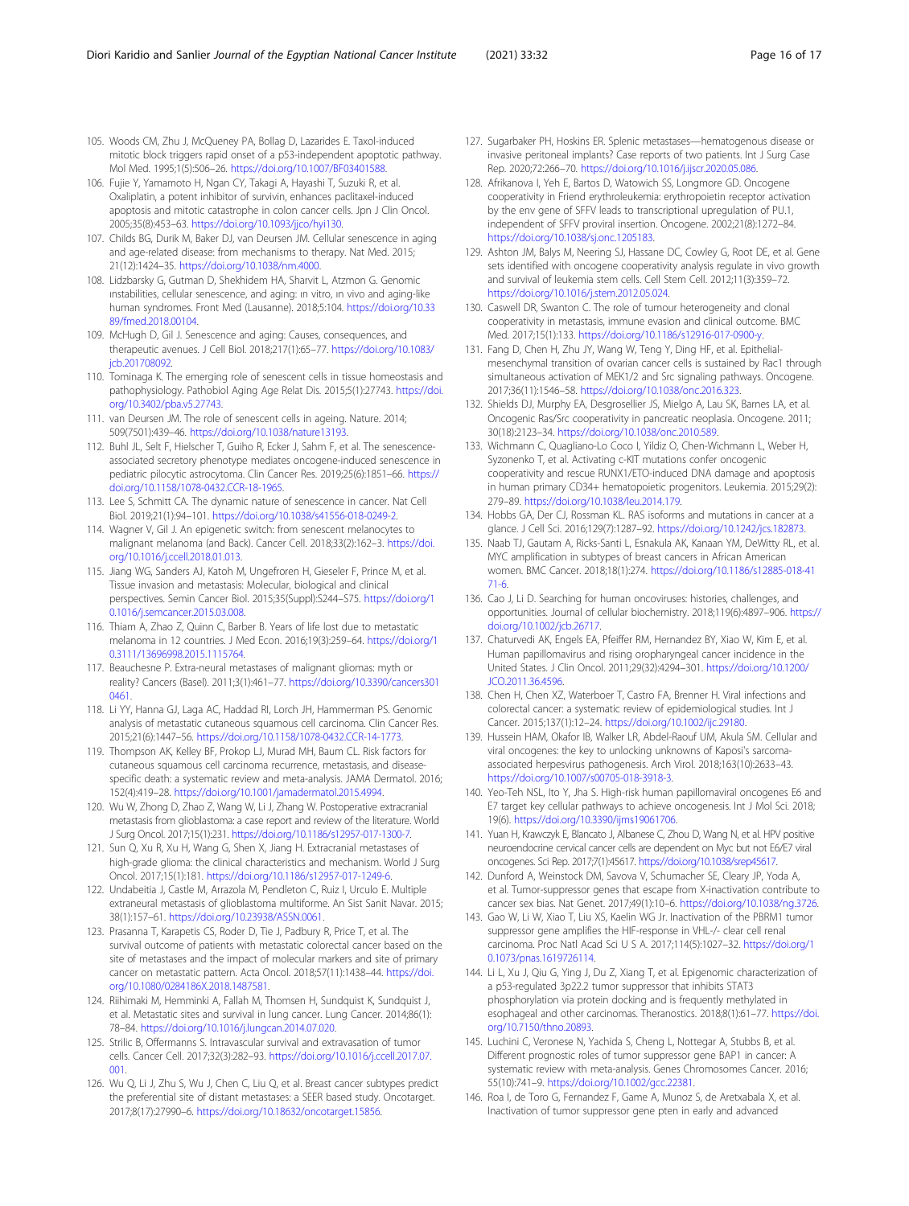105. Woods CM, Zhu J, McQueney PA, Bollag D, Lazarides E. Taxol-induced mitotic block triggers rapid onset of a p53-independent apoptotic pathway. Mol Med. 1995;1(5):506–26. https://doi.org/10.1007/BF03401588.
106. Fujie Y, Yamamoto H, Ngan CY, Takagi A, Hayashi T, Suzuki R, et al. Oxaliplatin, a potent inhibitor of survivin, enhances paclitaxel-induced apoptosis and mitotic catastrophe in colon cancer cells. Jpn J Clin Oncol. 2005;35(8):453–63. https://doi.org/10.1093/jjco/hyi130.
107. Childs BG, Durik M, Baker DJ, van Deursen JM. Cellular senescence in aging and age-related disease: from mechanisms to therapy. Nat Med. 2015; 21(12):1424–35. https://doi.org/10.1038/nm.4000.
108. Lidzbarsky G, Gutman D, Shekhidem HA, Sharvit L, Atzmon G. Genomic ınstabilities, cellular senescence, and aging: ın vitro, ın vivo and aging-like human syndromes. Front Med (Lausanne). 2018;5:104. https://doi.org/10.3389/fmed.2018.00104.
109. McHugh D, Gil J. Senescence and aging: Causes, consequences, and therapeutic avenues. J Cell Biol. 2018;217(1):65–77. https://doi.org/10.1083/jcb.201708092.
110. Tominaga K. The emerging role of senescent cells in tissue homeostasis and pathophysiology. Pathobiol Aging Age Relat Dis. 2015;5(1):27743. https://doi.org/10.3402/pba.v5.27743.
111. van Deursen JM. The role of senescent cells in ageing. Nature. 2014; 509(7501):439–46. https://doi.org/10.1038/nature13193.
112. Buhl JL, Selt F, Hielscher T, Guiho R, Ecker J, Sahm F, et al. The senescence-associated secretory phenotype mediates oncogene-induced senescence in pediatric pilocytic astrocytoma. Clin Cancer Res. 2019;25(6):1851–66. https://doi.org/10.1158/1078-0432.CCR-18-1965.
113. Lee S, Schmitt CA. The dynamic nature of senescence in cancer. Nat Cell Biol. 2019;21(1):94–101. https://doi.org/10.1038/s41556-018-0249-2.
114. Wagner V, Gil J. An epigenetic switch: from senescent melanocytes to malignant melanoma (and Back). Cancer Cell. 2018;33(2):162–3. https://doi.org/10.1016/j.ccell.2018.01.013.
115. Jiang WG, Sanders AJ, Katoh M, Ungefroren H, Gieseler F, Prince M, et al. Tissue invasion and metastasis: Molecular, biological and clinical perspectives. Semin Cancer Biol. 2015;35(Suppl):S244–S75. https://doi.org/10.1016/j.semcancer.2015.03.008.
116. Thiam A, Zhao Z, Quinn C, Barber B. Years of life lost due to metastatic melanoma in 12 countries. J Med Econ. 2016;19(3):259–64. https://doi.org/10.3111/13696998.2015.1115764.
117. Beauchesne P. Extra-neural metastases of malignant gliomas: myth or reality? Cancers (Basel). 2011;3(1):461–77. https://doi.org/10.3390/cancers3010461.
118. Li YY, Hanna GJ, Laga AC, Haddad RI, Lorch JH, Hammerman PS. Genomic analysis of metastatic cutaneous squamous cell carcinoma. Clin Cancer Res. 2015;21(6):1447–56. https://doi.org/10.1158/1078-0432.CCR-14-1773.
119. Thompson AK, Kelley BF, Prokop LJ, Murad MH, Baum CL. Risk factors for cutaneous squamous cell carcinoma recurrence, metastasis, and disease-specific death: a systematic review and meta-analysis. JAMA Dermatol. 2016; 152(4):419–28. https://doi.org/10.1001/jamadermatol.2015.4994.
120. Wu W, Zhong D, Zhao Z, Wang W, Li J, Zhang W. Postoperative extracranial metastasis from glioblastoma: a case report and review of the literature. World J Surg Oncol. 2017;15(1):231. https://doi.org/10.1186/s12957-017-1300-7.
121. Sun Q, Xu R, Xu H, Wang G, Shen X, Jiang H. Extracranial metastases of high-grade glioma: the clinical characteristics and mechanism. World J Surg Oncol. 2017;15(1):181. https://doi.org/10.1186/s12957-017-1249-6.
122. Undabeitia J, Castle M, Arrazola M, Pendleton C, Ruiz I, Urculo E. Multiple extraneural metastasis of glioblastoma multiforme. An Sist Sanit Navar. 2015; 38(1):157–61. https://doi.org/10.23938/ASSN.0061.
123. Prasanna T, Karapetis CS, Roder D, Tie J, Padbury R, Price T, et al. The survival outcome of patients with metastatic colorectal cancer based on the site of metastases and the impact of molecular markers and site of primary cancer on metastatic pattern. Acta Oncol. 2018;57(11):1438–44. https://doi.org/10.1080/0284186X.2018.1487581.
124. Riihimaki M, Hemminki A, Fallah M, Thomsen H, Sundquist K, Sundquist J, et al. Metastatic sites and survival in lung cancer. Lung Cancer. 2014;86(1): 78–84. https://doi.org/10.1016/j.lungcan.2014.07.020.
125. Strilic B, Offermanns S. Intravascular survival and extravasation of tumor cells. Cancer Cell. 2017;32(3):282–93. https://doi.org/10.1016/j.ccell.2017.07.001.
126. Wu Q, Li J, Zhu S, Wu J, Chen C, Liu Q, et al. Breast cancer subtypes predict the preferential site of distant metastases: a SEER based study. Oncotarget. 2017;8(17):27990–6. https://doi.org/10.18632/oncotarget.15856.
127. Sugarbaker PH, Hoskins ER. Splenic metastases—hematogenous disease or invasive peritoneal implants? Case reports of two patients. Int J Surg Case Rep. 2020;72:266–70. https://doi.org/10.1016/j.ijscr.2020.05.086.
128. Afrikanova I, Yeh E, Bartos D, Watowich SS, Longmore GD. Oncogene cooperativity in Friend erythroleukemia: erythropoietin receptor activation by the env gene of SFFV leads to transcriptional upregulation of PU.1, independent of SFFV proviral insertion. Oncogene. 2002;21(8):1272–84. https://doi.org/10.1038/sj.onc.1205183.
129. Ashton JM, Balys M, Neering SJ, Hassane DC, Cowley G, Root DE, et al. Gene sets identified with oncogene cooperativity analysis regulate in vivo growth and survival of leukemia stem cells. Cell Stem Cell. 2012;11(3):359–72. https://doi.org/10.1016/j.stem.2012.05.024.
130. Caswell DR, Swanton C. The role of tumour heterogeneity and clonal cooperativity in metastasis, immune evasion and clinical outcome. BMC Med. 2017;15(1):133. https://doi.org/10.1186/s12916-017-0900-y.
131. Fang D, Chen H, Zhu JY, Wang W, Teng Y, Ding HF, et al. Epithelial-mesenchymal transition of ovarian cancer cells is sustained by Rac1 through simultaneous activation of MEK1/2 and Src signaling pathways. Oncogene. 2017;36(11):1546–58. https://doi.org/10.1038/onc.2016.323.
132. Shields DJ, Murphy EA, Desgrosellier JS, Mielgo A, Lau SK, Barnes LA, et al. Oncogenic Ras/Src cooperativity in pancreatic neoplasia. Oncogene. 2011; 30(18):2123–34. https://doi.org/10.1038/onc.2010.589.
133. Wichmann C, Quagliano-Lo Coco I, Yildiz O, Chen-Wichmann L, Weber H, Syzonenko T, et al. Activating c-KIT mutations confer oncogenic cooperativity and rescue RUNX1/ETO-induced DNA damage and apoptosis in human primary CD34+ hematopoietic progenitors. Leukemia. 2015;29(2): 279–89. https://doi.org/10.1038/leu.2014.179.
134. Hobbs GA, Der CJ, Rossman KL. RAS isoforms and mutations in cancer at a glance. J Cell Sci. 2016;129(7):1287–92. https://doi.org/10.1242/jcs.182873.
135. Naab TJ, Gautam A, Ricks-Santi L, Esnakula AK, Kanaan YM, DeWitty RL, et al. MYC amplification in subtypes of breast cancers in African American women. BMC Cancer. 2018;18(1):274. https://doi.org/10.1186/s12885-018-4171-6.
136. Cao J, Li D. Searching for human oncoviruses: histories, challenges, and opportunities. Journal of cellular biochemistry. 2018;119(6):4897–906. https://doi.org/10.1002/jcb.26717.
137. Chaturvedi AK, Engels EA, Pfeiffer RM, Hernandez BY, Xiao W, Kim E, et al. Human papillomavirus and rising oropharyngeal cancer incidence in the United States. J Clin Oncol. 2011;29(32):4294–301. https://doi.org/10.1200/JCO.2011.36.4596.
138. Chen H, Chen XZ, Waterboer T, Castro FA, Brenner H. Viral infections and colorectal cancer: a systematic review of epidemiological studies. Int J Cancer. 2015;137(1):12–24. https://doi.org/10.1002/ijc.29180.
139. Hussein HAM, Okafor IB, Walker LR, Abdel-Raouf UM, Akula SM. Cellular and viral oncogenes: the key to unlocking unknowns of Kaposi's sarcoma-associated herpesvirus pathogenesis. Arch Virol. 2018;163(10):2633–43. https://doi.org/10.1007/s00705-018-3918-3.
140. Yeo-Teh NSL, Ito Y, Jha S. High-risk human papillomaviral oncogenes E6 and E7 target key cellular pathways to achieve oncogenesis. Int J Mol Sci. 2018; 19(6). https://doi.org/10.3390/ijms19061706.
141. Yuan H, Krawczyk E, Blancato J, Albanese C, Zhou D, Wang N, et al. HPV positive neuroendocrine cervical cancer cells are dependent on Myc but not E6/E7 viral oncogenes. Sci Rep. 2017;7(1):45617. https://doi.org/10.1038/srep45617.
142. Dunford A, Weinstock DM, Savova V, Schumacher SE, Cleary JP, Yoda A, et al. Tumor-suppressor genes that escape from X-inactivation contribute to cancer sex bias. Nat Genet. 2017;49(1):10–6. https://doi.org/10.1038/ng.3726.
143. Gao W, Li W, Xiao T, Liu XS, Kaelin WG Jr. Inactivation of the PBRM1 tumor suppressor gene amplifies the HIF-response in VHL-/- clear cell renal carcinoma. Proc Natl Acad Sci U S A. 2017;114(5):1027–32. https://doi.org/10.1073/pnas.1619726114.
144. Li L, Xu J, Qiu G, Ying J, Du Z, Xiang T, et al. Epigenomic characterization of a p53-regulated 3p22.2 tumor suppressor that inhibits STAT3 phosphorylation via protein docking and is frequently methylated in esophageal and other carcinomas. Theranostics. 2018;8(1):61–77. https://doi.org/10.7150/thno.20893.
145. Luchini C, Veronese N, Yachida S, Cheng L, Nottegar A, Stubbs B, et al. Different prognostic roles of tumor suppressor gene BAP1 in cancer: A systematic review with meta-analysis. Genes Chromosomes Cancer. 2016; 55(10):741–9. https://doi.org/10.1002/gcc.22381.
146. Roa I, de Toro G, Fernandez F, Game A, Munoz S, de Aretxabala X, et al. Inactivation of tumor suppressor gene pten in early and advanced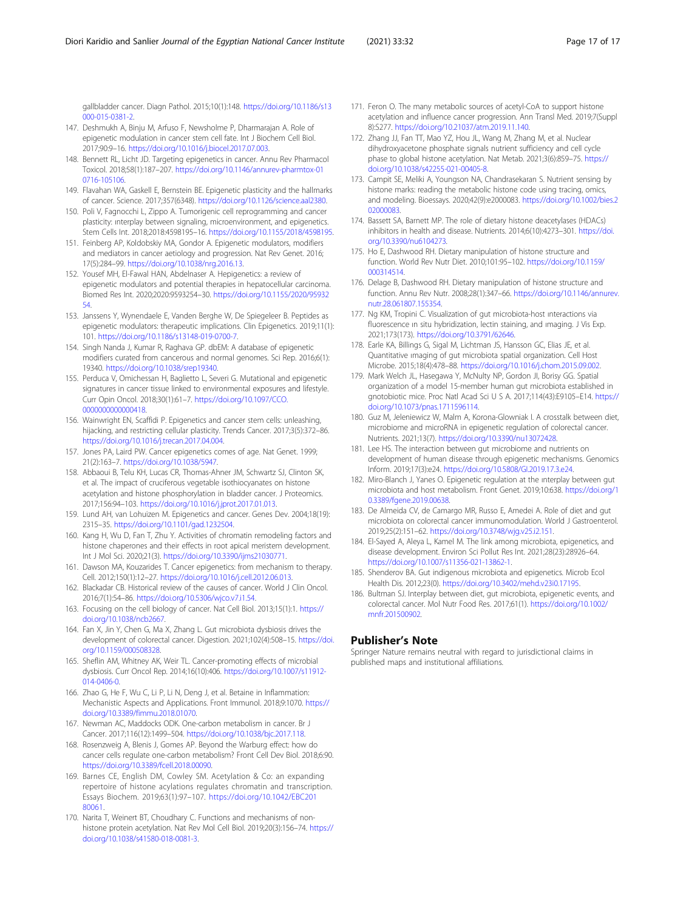gallbladder cancer. Diagn Pathol. 2015;10(1):148. https://doi.org/10.1186/s13000-015-0381-2.

147. Deshmukh A, Binju M, Arfuso F, Newsholme P, Dharmarajan A. Role of epigenetic modulation in cancer stem cell fate. Int J Biochem Cell Biol. 2017;90:9–16. https://doi.org/10.1016/j.biocel.2017.07.003.
148. Bennett RL, Licht JD. Targeting epigenetics in cancer. Annu Rev Pharmacol Toxicol. 2018;58(1):187–207. https://doi.org/10.1146/annurev-pharmtox-010716-105106.
149. Flavahan WA, Gaskell E, Bernstein BE. Epigenetic plasticity and the hallmarks of cancer. Science. 2017;357(6348). https://doi.org/10.1126/science.aal2380.
150. Poli V, Fagnocchi L, Zippo A. Tumorigenic cell reprogramming and cancer plasticity: interplay between signaling, microenvironment, and epigenetics. Stem Cells Int. 2018;2018:4598195–16. https://doi.org/10.1155/2018/4598195.
151. Feinberg AP, Koldobskiy MA, Gondor A. Epigenetic modulators, modifiers and mediators in cancer aetiology and progression. Nat Rev Genet. 2016; 17(5):284–99. https://doi.org/10.1038/nrg.2016.13.
152. Yousef MH, El-Fawal HAN, Abdelnaser A. Hepigenetics: a review of epigenetic modulators and potential therapies in hepatocellular carcinoma. Biomed Res Int. 2020;2020:9593254–30. https://doi.org/10.1155/2020/9593254.
153. Janssens Y, Wynendaele E, Vanden Berghe W, De Spiegeleer B. Peptides as epigenetic modulators: therapeutic implications. Clin Epigenetics. 2019;11(1): 101. https://doi.org/10.1186/s13148-019-0700-7.
154. Singh Nanda J, Kumar R, Raghava GP. dbEM: A database of epigenetic modifiers curated from cancerous and normal genomes. Sci Rep. 2016;6(1): 19340. https://doi.org/10.1038/srep19340.
155. Perduca V, Omichessan H, Baglietto L, Severi G. Mutational and epigenetic signatures in cancer tissue linked to environmental exposures and lifestyle. Curr Opin Oncol. 2018;30(1):61–7. https://doi.org/10.1097/CCO.0000000000000418.
156. Wainwright EN, Scaffidi P. Epigenetics and cancer stem cells: unleashing, hijacking, and restricting cellular plasticity. Trends Cancer. 2017;3(5):372–86. https://doi.org/10.1016/j.trecan.2017.04.004.
157. Jones PA, Laird PW. Cancer epigenetics comes of age. Nat Genet. 1999; 21(2):163–7. https://doi.org/10.1038/5947.
158. Abbaoui B, Telu KH, Lucas CR, Thomas-Ahner JM, Schwartz SJ, Clinton SK, et al. The impact of cruciferous vegetable isothiocyanates on histone acetylation and histone phosphorylation in bladder cancer. J Proteomics. 2017;156:94–103. https://doi.org/10.1016/j.jprot.2017.01.013.
159. Lund AH, van Lohuizen M. Epigenetics and cancer. Genes Dev. 2004;18(19): 2315–35. https://doi.org/10.1101/gad.1232504.
160. Kang H, Wu D, Fan T, Zhu Y. Activities of chromatin remodeling factors and histone chaperones and their effects in root apical meristem development. Int J Mol Sci. 2020;21(3). https://doi.org/10.3390/ijms21030771.
161. Dawson MA, Kouzarides T. Cancer epigenetics: from mechanism to therapy. Cell. 2012;150(1):12–27. https://doi.org/10.1016/j.cell.2012.06.013.
162. Blackadar CB. Historical review of the causes of cancer. World J Clin Oncol. 2016;7(1):54–86. https://doi.org/10.5306/wjco.v7.i1.54.
163. Focusing on the cell biology of cancer. Nat Cell Biol. 2013;15(1):1. https://doi.org/10.1038/ncb2667.
164. Fan X, Jin Y, Chen G, Ma X, Zhang L. Gut microbiota dysbiosis drives the development of colorectal cancer. Digestion. 2021;102(4):508–15. https://doi.org/10.1159/000508328.
165. Sheflin AM, Whitney AK, Weir TL. Cancer-promoting effects of microbial dysbiosis. Curr Oncol Rep. 2014;16(10):406. https://doi.org/10.1007/s11912-014-0406-0.
166. Zhao G, He F, Wu C, Li P, Li N, Deng J, et al. Betaine in Inflammation: Mechanistic Aspects and Applications. Front Immunol. 2018;9:1070. https://doi.org/10.3389/fimmu.2018.01070.
167. Newman AC, Maddocks ODK. One-carbon metabolism in cancer. Br J Cancer. 2017;116(12):1499–504. https://doi.org/10.1038/bjc.2017.118.
168. Rosenzweig A, Blenis J, Gomes AP. Beyond the Warburg effect: how do cancer cells regulate one-carbon metabolism? Front Cell Dev Biol. 2018;6:90. https://doi.org/10.3389/fcell.2018.00090.
169. Barnes CE, English DM, Cowley SM. Acetylation & Co: an expanding repertoire of histone acylations regulates chromatin and transcription. Essays Biochem. 2019;63(1):97–107. https://doi.org/10.1042/EBC20180061.
170. Narita T, Weinert BT, Choudhary C. Functions and mechanisms of non-histone protein acetylation. Nat Rev Mol Cell Biol. 2019;20(3):156–74. https://doi.org/10.1038/s41580-018-0081-3.
171. Feron O. The many metabolic sources of acetyl-CoA to support histone acetylation and influence cancer progression. Ann Transl Med. 2019;7(Suppl 8):S277. https://doi.org/10.21037/atm.2019.11.140.
172. Zhang JJ, Fan TT, Mao YZ, Hou JL, Wang M, Zhang M, et al. Nuclear dihydroxyacetone phosphate signals nutrient sufficiency and cell cycle phase to global histone acetylation. Nat Metab. 2021;3(6):859–75. https://doi.org/10.1038/s42255-021-00405-8.
173. Campit SE, Meliki A, Youngson NA, Chandrasekaran S. Nutrient sensing by histone marks: reading the metabolic histone code using tracing, omics, and modeling. Bioessays. 2020;42(9):e2000083. https://doi.org/10.1002/bies.202000083.
174. Bassett SA, Barnett MP. The role of dietary histone deacetylases (HDACs) inhibitors in health and disease. Nutrients. 2014;6(10):4273–301. https://doi.org/10.3390/nu6104273.
175. Ho E, Dashwood RH. Dietary manipulation of histone structure and function. World Rev Nutr Diet. 2010;101:95–102. https://doi.org/10.1159/000314514.
176. Delage B, Dashwood RH. Dietary manipulation of histone structure and function. Annu Rev Nutr. 2008;28(1):347–66. https://doi.org/10.1146/annurev.nutr.28.061807.155354.
177. Ng KM, Tropini C. Visualization of gut microbiota-host ınteractions via fluorescence ın situ hybridization, lectin staining, and ımaging. J Vis Exp. 2021;173(173). https://doi.org/10.3791/62646.
178. Earle KA, Billings G, Sigal M, Lichtman JS, Hansson GC, Elias JE, et al. Quantitative ımaging of gut microbiota spatial organization. Cell Host Microbe. 2015;18(4):478–88. https://doi.org/10.1016/j.chom.2015.09.002.
179. Mark Welch JL, Hasegawa Y, McNulty NP, Gordon JI, Borisy GG. Spatial organization of a model 15-member human gut microbiota established in gnotobiotic mice. Proc Natl Acad Sci U S A. 2017;114(43):E9105–E14. https://doi.org/10.1073/pnas.1711596114.
180. Guz M, Jeleniewicz W, Malm A, Korona-Glowniak I. A crosstalk between diet, microbiome and microRNA in epigenetic regulation of colorectal cancer. Nutrients. 2021;13(7). https://doi.org/10.3390/nu13072428.
181. Lee HS. The interaction between gut microbiome and nutrients on development of human disease through epigenetic mechanisms. Genomics Inform. 2019;17(3):e24. https://doi.org/10.5808/GI.2019.17.3.e24.
182. Miro-Blanch J, Yanes O. Epigenetic regulation at the ınterplay between gut microbiota and host metabolism. Front Genet. 2019;10:638. https://doi.org/10.3389/fgene.2019.00638.
183. De Almeida CV, de Camargo MR, Russo E, Amedei A. Role of diet and gut microbiota on colorectal cancer immunomodulation. World J Gastroenterol. 2019;25(2):151–62. https://doi.org/10.3748/wjg.v25.i2.151.
184. El-Sayed A, Aleya L, Kamel M. The link among microbiota, epigenetics, and disease development. Environ Sci Pollut Res Int. 2021;28(23):28926–64. https://doi.org/10.1007/s11356-021-13862-1.
185. Shenderov BA. Gut indigenous microbiota and epigenetics. Microb Ecol Health Dis. 2012;23(0). https://doi.org/10.3402/mehd.v23i0.17195.
186. Bultman SJ. Interplay between diet, gut microbiota, epigenetic events, and colorectal cancer. Mol Nutr Food Res. 2017;61(1). https://doi.org/10.1002/mnfr.201500902.

## Publisher's Note

Springer Nature remains neutral with regard to jurisdictional claims in published maps and institutional affiliations.